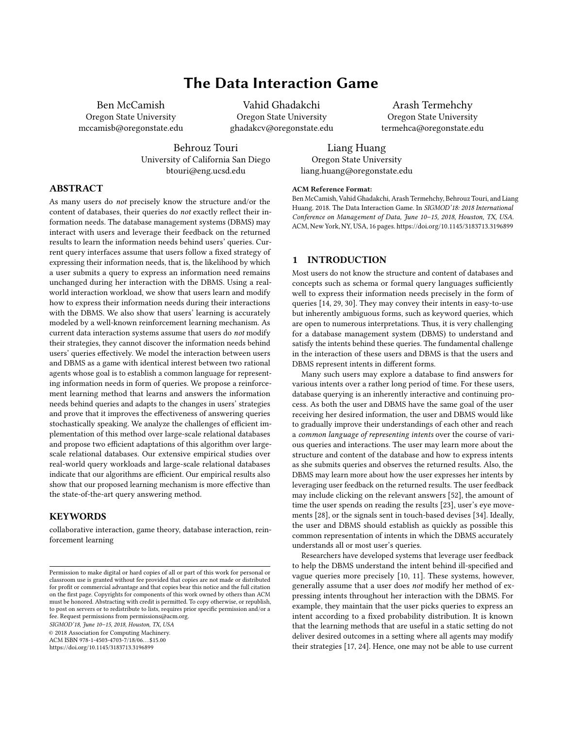# The Data Interaction Game

Ben McCamish
Oregon State University
mccamisb@oregonstate.edu

Vahid Ghadakchi
Oregon State University
ghadakcv@oregonstate.edu

Arash Termehchy
Oregon State University
termehca@oregonstate.edu

Behrouz Touri
University of California San Diego
btouri@eng.ucsd.edu

Liang Huang
Oregon State University
liang.huang@oregonstate.edu

## ABSTRACT

As many users do *not* precisely know the structure and/or the content of databases, their queries do *not* exactly reflect their information needs. The database management systems (DBMS) may interact with users and leverage their feedback on the returned results to learn the information needs behind users' queries. Current query interfaces assume that users follow a fixed strategy of expressing their information needs, that is, the likelihood by which a user submits a query to express an information need remains unchanged during her interaction with the DBMS. Using a real-world interaction workload, we show that users learn and modify how to express their information needs during their interactions with the DBMS. We also show that users' learning is accurately modeled by a well-known reinforcement learning mechanism. As current data interaction systems assume that users do *not* modify their strategies, they cannot discover the information needs behind users' queries effectively. We model the interaction between users and DBMS as a game with identical interest between two rational agents whose goal is to establish a common language for representing information needs in form of queries. We propose a reinforcement learning method that learns and answers the information needs behind queries and adapts to the changes in users' strategies and prove that it improves the effectiveness of answering queries stochastically speaking. We analyze the challenges of efficient implementation of this method over large-scale relational databases and propose two efficient adaptations of this algorithm over large-scale relational databases. Our extensive empirical studies over real-world query workloads and large-scale relational databases indicate that our algorithms are efficient. Our empirical results also show that our proposed learning mechanism is more effective than the state-of-the-art query answering method.

## KEYWORDS

collaborative interaction, game theory, database interaction, reinforcement learning

Permission to make digital or hard copies of all or part of this work for personal or classroom use is granted without fee provided that copies are not made or distributed for profit or commercial advantage and that copies bear this notice and the full citation on the first page. Copyrights for components of this work owned by others than ACM must be honored. Abstracting with credit is permitted. To copy otherwise, or republish, to post on servers or to redistribute to lists, requires prior specific permission and/or a fee. Request permissions from permissions@acm.org.
*SIGMOD'18, June 10–15, 2018, Houston, TX, USA*
© 2018 Association for Computing Machinery.
ACM ISBN 978-1-4503-4703-7/18/06…$15.00
https://doi.org/10.1145/3183713.3196899

**ACM Reference Format:**
Ben McCamish, Vahid Ghadakchi, Arash Termehchy, Behrouz Touri, and Liang Huang. 2018. The Data Interaction Game. In *SIGMOD'18: 2018 International Conference on Management of Data, June 10–15, 2018, Houston, TX, USA.* ACM, New York, NY, USA, 16 pages. https://doi.org/10.1145/3183713.3196899

## 1 INTRODUCTION

Most users do not know the structure and content of databases and concepts such as schema or formal query languages sufficiently well to express their information needs precisely in the form of queries [14, 29, 30]. They may convey their intents in easy-to-use but inherently ambiguous forms, such as keyword queries, which are open to numerous interpretations. Thus, it is very challenging for a database management system (DBMS) to understand and satisfy the intents behind these queries. The fundamental challenge in the interaction of these users and DBMS is that the users and DBMS represent intents in different forms.

Many such users may explore a database to find answers for various intents over a rather long period of time. For these users, database querying is an inherently interactive and continuing process. As both the user and DBMS have the same goal of the user receiving her desired information, the user and DBMS would like to gradually improve their understandings of each other and reach a *common language of representing intents* over the course of various queries and interactions. The user may learn more about the structure and content of the database and how to express intents as she submits queries and observes the returned results. Also, the DBMS may learn more about how the user expresses her intents by leveraging user feedback on the returned results. The user feedback may include clicking on the relevant answers [52], the amount of time the user spends on reading the results [23], user's eye movements [28], or the signals sent in touch-based devises [34]. Ideally, the user and DBMS should establish as quickly as possible this common representation of intents in which the DBMS accurately understands all or most user's queries.

Researchers have developed systems that leverage user feedback to help the DBMS understand the intent behind ill-specified and vague queries more precisely [10, 11]. These systems, however, generally assume that a user does *not* modify her method of expressing intents throughout her interaction with the DBMS. For example, they maintain that the user picks queries to express an intent according to a fixed probability distribution. It is known that the learning methods that are useful in a static setting do not deliver desired outcomes in a setting where all agents may modify their strategies [17, 24]. Hence, one may not be able to use current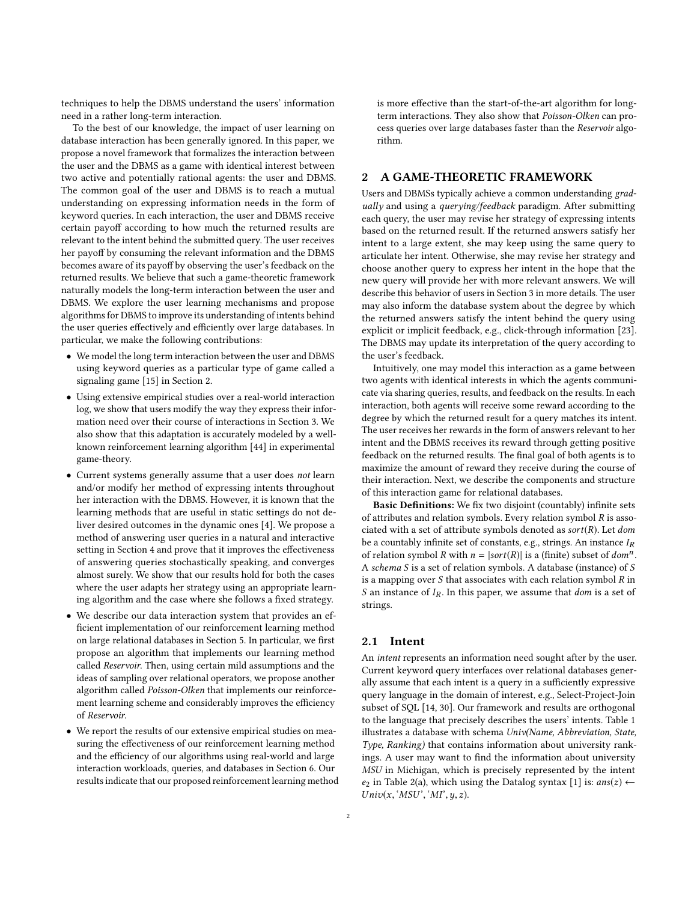techniques to help the DBMS understand the users' information need in a rather long-term interaction.

To the best of our knowledge, the impact of user learning on database interaction has been generally ignored. In this paper, we propose a novel framework that formalizes the interaction between the user and the DBMS as a game with identical interest between two active and potentially rational agents: the user and DBMS. The common goal of the user and DBMS is to reach a mutual understanding on expressing information needs in the form of keyword queries. In each interaction, the user and DBMS receive certain payoff according to how much the returned results are relevant to the intent behind the submitted query. The user receives her payoff by consuming the relevant information and the DBMS becomes aware of its payoff by observing the user's feedback on the returned results. We believe that such a game-theoretic framework naturally models the long-term interaction between the user and DBMS. We explore the user learning mechanisms and propose algorithms for DBMS to improve its understanding of intents behind the user queries effectively and efficiently over large databases. In particular, we make the following contributions:

- We model the long term interaction between the user and DBMS using keyword queries as a particular type of game called a signaling game [15] in Section 2.
- Using extensive empirical studies over a real-world interaction log, we show that users modify the way they express their information need over their course of interactions in Section 3. We also show that this adaptation is accurately modeled by a well-known reinforcement learning algorithm [44] in experimental game-theory.
- Current systems generally assume that a user does *not* learn and/or modify her method of expressing intents throughout her interaction with the DBMS. However, it is known that the learning methods that are useful in static settings do not deliver desired outcomes in the dynamic ones [4]. We propose a method of answering user queries in a natural and interactive setting in Section 4 and prove that it improves the effectiveness of answering queries stochastically speaking, and converges almost surely. We show that our results hold for both the cases where the user adapts her strategy using an appropriate learning algorithm and the case where she follows a fixed strategy.
- We describe our data interaction system that provides an efficient implementation of our reinforcement learning method on large relational databases in Section 5. In particular, we first propose an algorithm that implements our learning method called *Reservoir*. Then, using certain mild assumptions and the ideas of sampling over relational operators, we propose another algorithm called *Poisson-Olken* that implements our reinforcement learning scheme and considerably improves the efficiency of *Reservoir*.
- We report the results of our extensive empirical studies on measuring the effectiveness of our reinforcement learning method and the efficiency of our algorithms using real-world and large interaction workloads, queries, and databases in Section 6. Our results indicate that our proposed reinforcement learning method is more effective than the start-of-the-art algorithm for long-term interactions. They also show that *Poisson-Olken* can process queries over large databases faster than the *Reservoir* algorithm.

## 2 A GAME-THEORETIC FRAMEWORK

Users and DBMSs typically achieve a common understanding *gradually* and using a *querying/feedback* paradigm. After submitting each query, the user may revise her strategy of expressing intents based on the returned result. If the returned answers satisfy her intent to a large extent, she may keep using the same query to articulate her intent. Otherwise, she may revise her strategy and choose another query to express her intent in the hope that the new query will provide her with more relevant answers. We will describe this behavior of users in Section 3 in more details. The user may also inform the database system about the degree by which the returned answers satisfy the intent behind the query using explicit or implicit feedback, e.g., click-through information [23]. The DBMS may update its interpretation of the query according to the user's feedback.

Intuitively, one may model this interaction as a game between two agents with identical interests in which the agents communicate via sharing queries, results, and feedback on the results. In each interaction, both agents will receive some reward according to the degree by which the returned result for a query matches its intent. The user receives her rewards in the form of answers relevant to her intent and the DBMS receives its reward through getting positive feedback on the returned results. The final goal of both agents is to maximize the amount of reward they receive during the course of their interaction. Next, we describe the components and structure of this interaction game for relational databases.

**Basic Definitions:** We fix two disjoint (countably) infinite sets of attributes and relation symbols. Every relation symbol $R$ is associated with a set of attribute symbols denoted as $sort(R)$. Let $dom$ be a countably infinite set of constants, e.g., strings. An instance $I_R$ of relation symbol $R$ with $n = |sort(R)|$ is a (finite) subset of $dom^n$. A *schema* $S$ is a set of relation symbols. A database (instance) of $S$ is a mapping over $S$ that associates with each relation symbol $R$ in $S$ an instance of $I_R$. In this paper, we assume that $dom$ is a set of strings.

### 2.1 Intent

An *intent* represents an information need sought after by the user. Current keyword query interfaces over relational databases generally assume that each intent is a query in a sufficiently expressive query language in the domain of interest, e.g., Select-Project-Join subset of SQL [14, 30]. Our framework and results are orthogonal to the language that precisely describes the users' intents. Table 1 illustrates a database with schema *Univ(Name, Abbreviation, State, Type, Ranking)* that contains information about university rankings. A user may want to find the information about university *MSU* in Michigan, which is precisely represented by the intent $e_2$ in Table 2(a), which using the Datalog syntax [1] is: $ans(z) \leftarrow Univ(x, \text{'}MSU\text{'}, \text{'}MI\text{'}, y, z)$.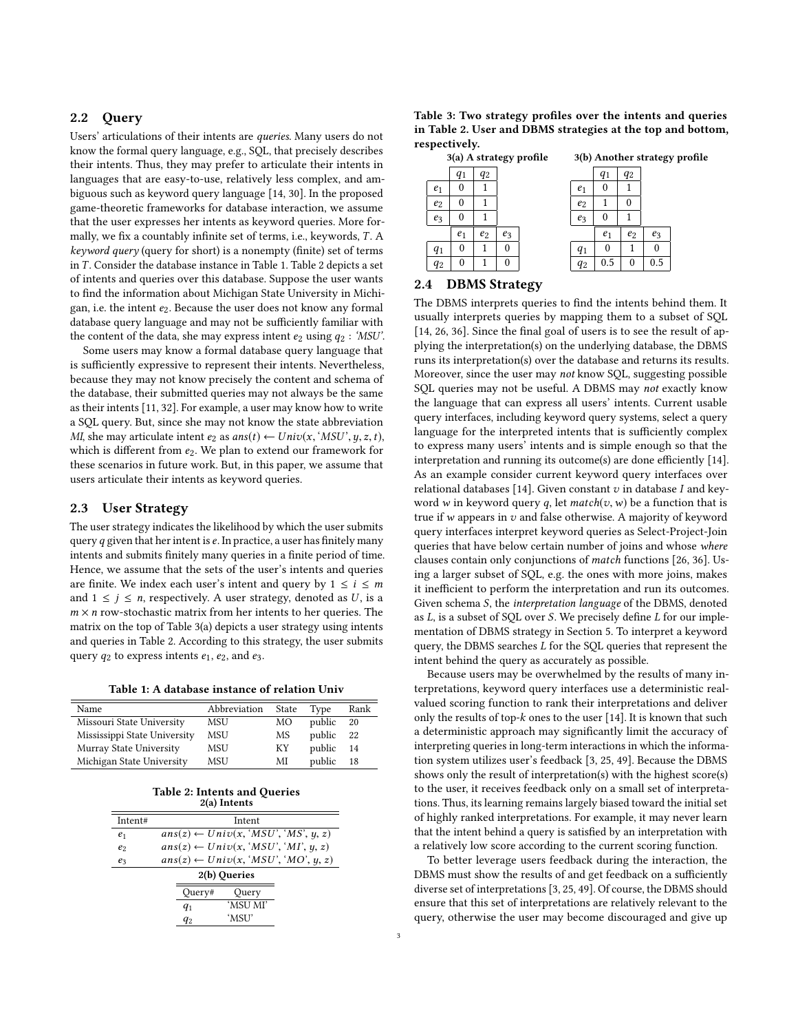### 2.2 Query

Users' articulations of their intents are *queries*. Many users do not know the formal query language, e.g., SQL, that precisely describes their intents. Thus, they may prefer to articulate their intents in languages that are easy-to-use, relatively less complex, and ambiguous such as keyword query language [14, 30]. In the proposed game-theoretic frameworks for database interaction, we assume that the user expresses her intents as keyword queries. More formally, we fix a countably infinite set of terms, i.e., keywords, $T$. A *keyword query* (query for short) is a nonempty (finite) set of terms in $T$. Consider the database instance in Table 1. Table 2 depicts a set of intents and queries over this database. Suppose the user wants to find the information about Michigan State University in Michigan, i.e. the intent $e_2$. Because the user does not know any formal database query language and may not be sufficiently familiar with the content of the data, she may express intent $e_2$ using $q_2$ : *'MSU'*.

Some users may know a formal database query language that is sufficiently expressive to represent their intents. Nevertheless, because they may not know precisely the content and schema of the database, their submitted queries may not always be the same as their intents [11, 32]. For example, a user may know how to write a SQL query. But, since she may not know the state abbreviation *MI*, she may articulate intent $e_2$ as $ans(t) \leftarrow Univ(x, \text{'MSU'}, y, z, t)$, which is different from $e_2$. We plan to extend our framework for these scenarios in future work. But, in this paper, we assume that users articulate their intents as keyword queries.

### 2.3 User Strategy

The user strategy indicates the likelihood by which the user submits query $q$ given that her intent is $e$. In practice, a user has finitely many intents and submits finitely many queries in a finite period of time. Hence, we assume that the sets of the user's intent and queries are finite. We index each user's intent and query by $1 \leq i \leq m$ and $1 \leq j \leq n$, respectively. A user strategy, denoted as $U$, is a $m \times n$ row-stochastic matrix from her intents to her queries. The matrix on the top of Table 3(a) depicts a user strategy using intents and queries in Table 2. According to this strategy, the user submits query $q_2$ to express intents $e_1$, $e_2$, and $e_3$.

**Table 1: A database instance of relation Univ**

| Name | Abbreviation | State | Type | Rank |
|---|---|---|---|---|
| Missouri State University | MSU | MO | public | 20 |
| Mississippi State University | MSU | MS | public | 22 |
| Murray State University | MSU | KY | public | 14 |
| Michigan State University | MSU | MI | public | 18 |

**Table 2: Intents and Queries**

**2(a) Intents**

| Intent# | Intent |
|---|---|
| $e_1$ | $ans(z) \leftarrow Univ(x, \text{'MSU'}, \text{'MS'}, y, z)$ |
| $e_2$ | $ans(z) \leftarrow Univ(x, \text{'MSU'}, \text{'MI'}, y, z)$ |
| $e_3$ | $ans(z) \leftarrow Univ(x, \text{'MSU'}, \text{'MO'}, y, z)$ |

**2(b) Queries**

| Query# | Query |
|---|---|
| $q_1$ | 'MSU MI' |
| $q_2$ | 'MSU' |

**Table 3: Two strategy profiles over the intents and queries in Table 2. User and DBMS strategies at the top and bottom, respectively.**

**3(a) A strategy profile**

| | $q_1$ | $q_2$ |
|---|---|---|
| $e_1$ | 0 | 1 |
| $e_2$ | 0 | 1 |
| $e_3$ | 0 | 1 |

| | $e_1$ | $e_2$ | $e_3$ |
|---|---|---|---|
| $q_1$ | 0 | 1 | 0 |
| $q_2$ | 0 | 1 | 0 |

**3(b) Another strategy profile**

| | $q_1$ | $q_2$ |
|---|---|---|
| $e_1$ | 0 | 1 |
| $e_2$ | 1 | 0 |
| $e_3$ | 0 | 1 |

| | $e_1$ | $e_2$ | $e_3$ |
|---|---|---|---|
| $q_1$ | 0 | 1 | 0 |
| $q_2$ | 0.5 | 0 | 0.5 |

### 2.4 DBMS Strategy

The DBMS interprets queries to find the intents behind them. It usually interprets queries by mapping them to a subset of SQL [14, 26, 36]. Since the final goal of users is to see the result of applying the interpretation(s) on the underlying database, the DBMS runs its interpretation(s) over the database and returns its results. Moreover, since the user may *not* know SQL, suggesting possible SQL queries may not be useful. A DBMS may *not* exactly know the language that can express all users' intents. Current usable query interfaces, including keyword query systems, select a query language for the interpreted intents that is sufficiently complex to express many users' intents and is simple enough so that the interpretation and running its outcome(s) are done efficiently [14]. As an example consider current keyword query interfaces over relational databases [14]. Given constant $v$ in database $I$ and keyword $w$ in keyword query $q$, let $match(v, w)$ be a function that is true if $w$ appears in $v$ and false otherwise. A majority of keyword query interfaces interpret keyword queries as Select-Project-Join queries that have below certain number of joins and whose *where* clauses contain only conjunctions of *match* functions [26, 36]. Using a larger subset of SQL, e.g. the ones with more joins, makes it inefficient to perform the interpretation and run its outcomes. Given schema $S$, the *interpretation language* of the DBMS, denoted as $L$, is a subset of SQL over $S$. We precisely define $L$ for our implementation of DBMS strategy in Section 5. To interpret a keyword query, the DBMS searches $L$ for the SQL queries that represent the intent behind the query as accurately as possible.

Because users may be overwhelmed by the results of many interpretations, keyword query interfaces use a deterministic real-valued scoring function to rank their interpretations and deliver only the results of top-$k$ ones to the user [14]. It is known that such a deterministic approach may significantly limit the accuracy of interpreting queries in long-term interactions in which the information system utilizes user's feedback [3, 25, 49]. Because the DBMS shows only the result of interpretation(s) with the highest score(s) to the user, it receives feedback only on a small set of interpretations. Thus, its learning remains largely biased toward the initial set of highly ranked interpretations. For example, it may never learn that the intent behind a query is satisfied by an interpretation with a relatively low score according to the current scoring function.

To better leverage users feedback during the interaction, the DBMS must show the results of and get feedback on a sufficiently diverse set of interpretations [3, 25, 49]. Of course, the DBMS should ensure that this set of interpretations are relatively relevant to the query, otherwise the user may become discouraged and give up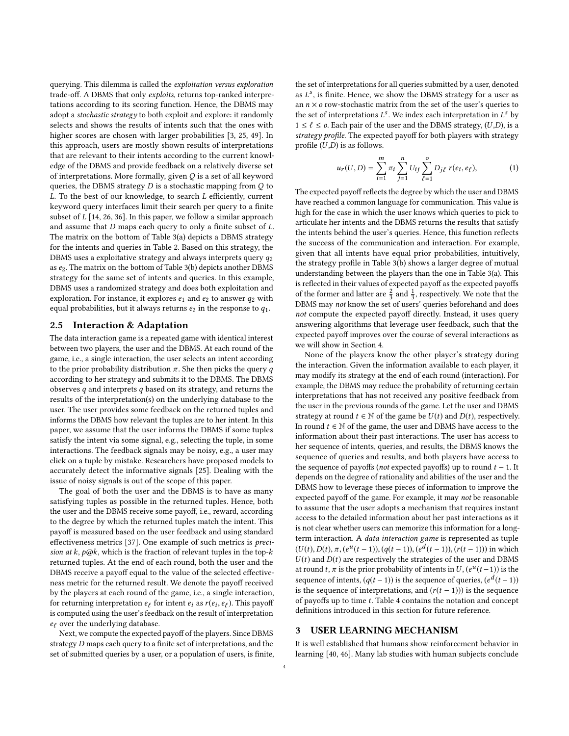querying. This dilemma is called the *exploitation versus exploration* trade-off. A DBMS that only *exploits*, returns top-ranked interpretations according to its scoring function. Hence, the DBMS may adopt a *stochastic strategy* to both exploit and explore: it randomly selects and shows the results of intents such that the ones with higher scores are chosen with larger probabilities [3, 25, 49]. In this approach, users are mostly shown results of interpretations that are relevant to their intents according to the current knowledge of the DBMS and provide feedback on a relatively diverse set of interpretations. More formally, given $Q$ is a set of all keyword queries, the DBMS strategy $D$ is a stochastic mapping from $Q$ to $L$. To the best of our knowledge, to search $L$ efficiently, current keyword query interfaces limit their search per query to a finite subset of $L$ [14, 26, 36]. In this paper, we follow a similar approach and assume that $D$ maps each query to only a finite subset of $L$. The matrix on the bottom of Table 3(a) depicts a DBMS strategy for the intents and queries in Table 2. Based on this strategy, the DBMS uses a exploitative strategy and always interprets query $q_2$ as $e_2$. The matrix on the bottom of Table 3(b) depicts another DBMS strategy for the same set of intents and queries. In this example, DBMS uses a randomized strategy and does both exploitation and exploration. For instance, it explores $e_1$ and $e_2$ to answer $q_2$ with equal probabilities, but it always returns $e_2$ in the response to $q_1$.

## 2.5 Interaction & Adaptation

The data interaction game is a repeated game with identical interest between two players, the user and the DBMS. At each round of the game, i.e., a single interaction, the user selects an intent according to the prior probability distribution $\pi$. She then picks the query $q$ according to her strategy and submits it to the DBMS. The DBMS observes $q$ and interprets $q$ based on its strategy, and returns the results of the interpretation(s) on the underlying database to the user. The user provides some feedback on the returned tuples and informs the DBMS how relevant the tuples are to her intent. In this paper, we assume that the user informs the DBMS if some tuples satisfy the intent via some signal, e.g., selecting the tuple, in some interactions. The feedback signals may be noisy, e.g., a user may click on a tuple by mistake. Researchers have proposed models to accurately detect the informative signals [25]. Dealing with the issue of noisy signals is out of the scope of this paper.

The goal of both the user and the DBMS is to have as many satisfying tuples as possible in the returned tuples. Hence, both the user and the DBMS receive some payoff, i.e., reward, according to the degree by which the returned tuples match the intent. This payoff is measured based on the user feedback and using standard effectiveness metrics [37]. One example of such metrics is *precision at k*, *p@k*, which is the fraction of relevant tuples in the top-$k$ returned tuples. At the end of each round, both the user and the DBMS receive a payoff equal to the value of the selected effectiveness metric for the returned result. We denote the payoff received by the players at each round of the game, i.e., a single interaction, for returning interpretation $e_\ell$ for intent $e_i$ as $r(e_i, e_\ell)$. This payoff is computed using the user's feedback on the result of interpretation $e_\ell$ over the underlying database.

Next, we compute the expected payoff of the players. Since DBMS strategy $D$ maps each query to a finite set of interpretations, and the set of submitted queries by a user, or a population of users, is finite, the set of interpretations for all queries submitted by a user, denoted as $L^s$, is finite. Hence, we show the DBMS strategy for a user as an $n \times o$ row-stochastic matrix from the set of the user's queries to the set of interpretations $L^s$. We index each interpretation in $L^s$ by $1 \le \ell \le o$. Each pair of the user and the DBMS strategy, ($U$,$D$), is a *strategy profile*. The expected payoff for both players with strategy profile ($U$,$D$) is as follows.

$$u_r(U, D) = \sum_{i=1}^{m} \pi_i \sum_{j=1}^{n} U_{ij} \sum_{\ell=1}^{o} D_{j\ell} \, r(e_i, e_\ell), \tag{1}$$

The expected payoff reflects the degree by which the user and DBMS have reached a common language for communication. This value is high for the case in which the user knows which queries to pick to articulate her intents and the DBMS returns the results that satisfy the intents behind the user's queries. Hence, this function reflects the success of the communication and interaction. For example, given that all intents have equal prior probabilities, intuitively, the strategy profile in Table 3(b) shows a larger degree of mutual understanding between the players than the one in Table 3(a). This is reflected in their values of expected payoff as the expected payoffs of the former and latter are $\frac{2}{3}$ and $\frac{1}{3}$, respectively. We note that the DBMS may *not* know the set of users' queries beforehand and does *not* compute the expected payoff directly. Instead, it uses query answering algorithms that leverage user feedback, such that the expected payoff improves over the course of several interactions as we will show in Section 4.

None of the players know the other player's strategy during the interaction. Given the information available to each player, it may modify its strategy at the end of each round (interaction). For example, the DBMS may reduce the probability of returning certain interpretations that has not received any positive feedback from the user in the previous rounds of the game. Let the user and DBMS strategy at round $t \in \mathbb{N}$ of the game be $U(t)$ and $D(t)$, respectively. In round $t \in \mathbb{N}$ of the game, the user and DBMS have access to the information about their past interactions. The user has access to her sequence of intents, queries, and results, the DBMS knows the sequence of queries and results, and both players have access to the sequence of payoffs (*not* expected payoffs) up to round $t-1$. It depends on the degree of rationality and abilities of the user and the DBMS how to leverage these pieces of information to improve the expected payoff of the game. For example, it may *not* be reasonable to assume that the user adopts a mechanism that requires instant access to the detailed information about her past interactions as it is not clear whether users can memorize this information for a long-term interaction. A *data interaction game* is represented as tuple $(U(t), D(t), \pi, (e^u(t-1)), (q(t-1)), (e^d(t-1)), (r(t-1)))$ in which $U(t)$ and $D(t)$ are respectively the strategies of the user and DBMS at round $t$, $\pi$ is the prior probability of intents in $U$, $(e^u(t-1))$ is the sequence of intents, $(q(t-1))$ is the sequence of queries, $(e^d(t-1))$ is the sequence of interpretations, and $(r(t-1)))$ is the sequence of payoffs up to time $t$. Table 4 contains the notation and concept definitions introduced in this section for future reference.

# 3 USER LEARNING MECHANISM

It is well established that humans show reinforcement behavior in learning [40, 46]. Many lab studies with human subjects conclude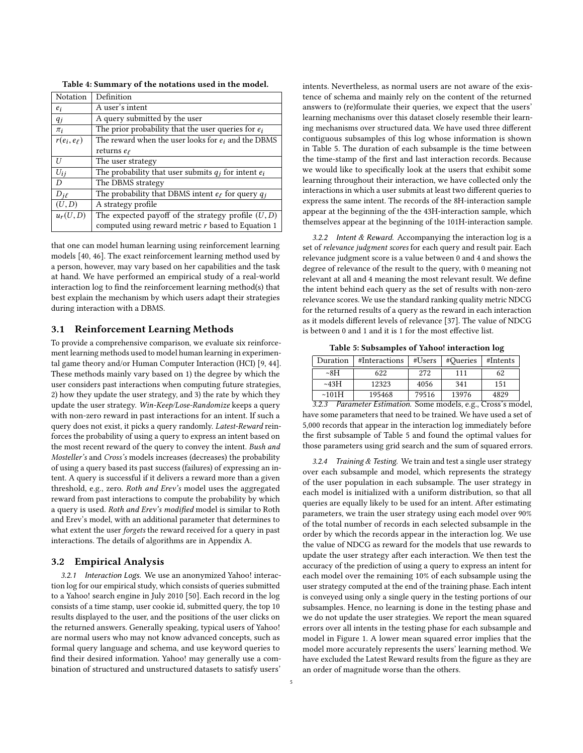Table 4: Summary of the notations used in the model.

| Notation | Definition |
| --- | --- |
| $e_i$ | A user's intent |
| $q_j$ | A query submitted by the user |
| $\pi_i$ | The prior probability that the user queries for $e_i$ |
| $r(e_i, e_\ell)$ | The reward when the user looks for $e_i$ and the DBMS returns $e_\ell$ |
| $U$ | The user strategy |
| $U_{ij}$ | The probability that user submits $q_j$ for intent $e_i$ |
| $D$ | The DBMS strategy |
| $D_{j\ell}$ | The probability that DBMS intent $e_\ell$ for query $q_j$ |
| $(U, D)$ | A strategy profile |
| $u_r(U, D)$ | The expected payoff of the strategy profile $(U, D)$ computed using reward metric $r$ based on Equation 1 |

that one can model human learning using reinforcement learning models [40, 46]. The exact reinforcement learning method used by a person, however, may vary based on her capabilities and the task at hand. We have performed an empirical study of a real-world interaction log to find the reinforcement learning method(s) that best explain the mechanism by which users adapt their strategies during interaction with a DBMS.

## 3.1 Reinforcement Learning Methods

To provide a comprehensive comparison, we evaluate six reinforcement learning methods used to model human learning in experimental game theory and/or Human Computer Interaction (HCI) [9, 44]. These methods mainly vary based on 1) the degree by which the user considers past interactions when computing future strategies, 2) how they update the user strategy, and 3) the rate by which they update the user strategy. *Win-Keep/Lose-Randomize* keeps a query with non-zero reward in past interactions for an intent. If such a query does not exist, it picks a query randomly. *Latest-Reward* reinforces the probability of using a query to express an intent based on the most recent reward of the query to convey the intent. *Bush and Mosteller's* and *Cross's* models increases (decreases) the probability of using a query based its past success (failures) of expressing an intent. A query is successful if it delivers a reward more than a given threshold, e.g., zero. *Roth and Erev's* model uses the aggregated reward from past interactions to compute the probability by which a query is used. *Roth and Erev's modified* model is similar to Roth and Erev's model, with an additional parameter that determines to what extent the user *forgets* the reward received for a query in past interactions. The details of algorithms are in Appendix A.

## 3.2 Empirical Analysis

*3.2.1 Interaction Logs.* We use an anonymized Yahoo! interaction log for our empirical study, which consists of queries submitted to a Yahoo! search engine in July 2010 [50]. Each record in the log consists of a time stamp, user cookie id, submitted query, the top 10 results displayed to the user, and the positions of the user clicks on the returned answers. Generally speaking, typical users of Yahoo! are normal users who may not know advanced concepts, such as formal query language and schema, and use keyword queries to find their desired information. Yahoo! may generally use a combination of structured and unstructured datasets to satisfy users' intents. Nevertheless, as normal users are not aware of the existence of schema and mainly rely on the content of the returned answers to (re)formulate their queries, we expect that the users' learning mechanisms over this dataset closely resemble their learning mechanisms over structured data. We have used three different contiguous subsamples of this log whose information is shown in Table 5. The duration of each subsample is the time between the time-stamp of the first and last interaction records. Because we would like to specifically look at the users that exhibit some learning throughout their interaction, we have collected only the interactions in which a user submits at least two different queries to express the same intent. The records of the 8H-interaction sample appear at the beginning of the the 43H-interaction sample, which themselves appear at the beginning of the 101H-interaction sample.

*3.2.2 Intent & Reward.* Accompanying the interaction log is a set of *relevance judgment scores* for each query and result pair. Each relevance judgment score is a value between 0 and 4 and shows the degree of relevance of the result to the query, with 0 meaning not relevant at all and 4 meaning the most relevant result. We define the intent behind each query as the set of results with non-zero relevance scores. We use the standard ranking quality metric NDCG for the returned results of a query as the reward in each interaction as it models different levels of relevance [37]. The value of NDCG is between 0 and 1 and it is 1 for the most effective list.

Table 5: Subsamples of Yahoo! interaction log

| Duration | #Interactions | #Users | #Queries | #Intents |
| --- | --- | --- | --- | --- |
| ~8H | 622 | 272 | 111 | 62 |
| ~43H | 12323 | 4056 | 341 | 151 |
| ~101H | 195468 | 79516 | 13976 | 4829 |

*3.2.3 Parameter Estimation.* Some models, e.g., Cross's model, have some parameters that need to be trained. We have used a set of 5,000 records that appear in the interaction log immediately before the first subsample of Table 5 and found the optimal values for those parameters using grid search and the sum of squared errors.

*3.2.4 Training & Testing.* We train and test a single user strategy over each subsample and model, which represents the strategy of the user population in each subsample. The user strategy in each model is initialized with a uniform distribution, so that all queries are equally likely to be used for an intent. After estimating parameters, we train the user strategy using each model over 90% of the total number of records in each selected subsample in the order by which the records appear in the interaction log. We use the value of NDCG as reward for the models that use rewards to update the user strategy after each interaction. We then test the accuracy of the prediction of using a query to express an intent for each model over the remaining 10% of each subsample using the user strategy computed at the end of the training phase. Each intent is conveyed using only a single query in the testing portions of our subsamples. Hence, no learning is done in the testing phase and we do not update the user strategies. We report the mean squared errors over all intents in the testing phase for each subsample and model in Figure 1. A lower mean squared error implies that the model more accurately represents the users' learning method. We have excluded the Latest Reward results from the figure as they are an order of magnitude worse than the others.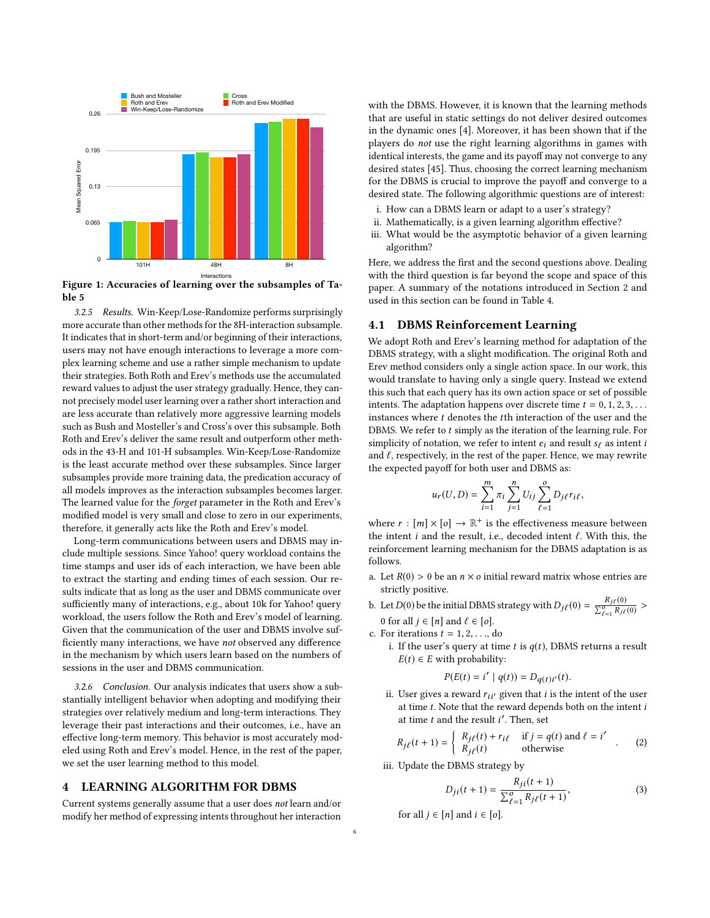Figure 1: Accuracies of learning over the subsamples of Table 5

*3.2.5 Results.* Win-Keep/Lose-Randomize performs surprisingly more accurate than other methods for the 8H-interaction subsample. It indicates that in short-term and/or beginning of their interactions, users may not have enough interactions to leverage a more complex learning scheme and use a rather simple mechanism to update their strategies. Both Roth and Erev's methods use the accumulated reward values to adjust the user strategy gradually. Hence, they cannot precisely model user learning over a rather short interaction and are less accurate than relatively more aggressive learning models such as Bush and Mosteller's and Cross's over this subsample. Both Roth and Erev's deliver the same result and outperform other methods in the 43-H and 101-H subsamples. Win-Keep/Lose-Randomize is the least accurate method over these subsamples. Since larger subsamples provide more training data, the predication accuracy of all models improves as the interaction subsamples becomes larger. The learned value for the *forget* parameter in the Roth and Erev's modified model is very small and close to zero in our experiments, therefore, it generally acts like the Roth and Erev's model.

Long-term communications between users and DBMS may include multiple sessions. Since Yahoo! query workload contains the time stamps and user ids of each interaction, we have been able to extract the starting and ending times of each session. Our results indicate that as long as the user and DBMS communicate over sufficiently many of interactions, e.g., about 10k for Yahoo! query workload, the users follow the Roth and Erev's model of learning. Given that the communication of the user and DBMS involve sufficiently many interactions, we have *not* observed any difference in the mechanism by which users learn based on the numbers of sessions in the user and DBMS communication.

*3.2.6 Conclusion.* Our analysis indicates that users show a substantially intelligent behavior when adopting and modifying their strategies over relatively medium and long-term interactions. They leverage their past interactions and their outcomes, i.e., have an effective long-term memory. This behavior is most accurately modeled using Roth and Erev's model. Hence, in the rest of the paper, we set the user learning method to this model.

# 4 LEARNING ALGORITHM FOR DBMS

Current systems generally assume that a user does *not* learn and/or modify her method of expressing intents throughout her interaction with the DBMS. However, it is known that the learning methods that are useful in static settings do not deliver desired outcomes in the dynamic ones [4]. Moreover, it has been shown that if the players do *not* use the right learning algorithms in games with identical interests, the game and its payoff may not converge to any desired states [45]. Thus, choosing the correct learning mechanism for the DBMS is crucial to improve the payoff and converge to a desired state. The following algorithmic questions are of interest:

i. How can a DBMS learn or adapt to a user's strategy?
ii. Mathematically, is a given learning algorithm effective?
iii. What would be the asymptotic behavior of a given learning algorithm?

Here, we address the first and the second questions above. Dealing with the third question is far beyond the scope and space of this paper. A summary of the notations introduced in Section 2 and used in this section can be found in Table 4.

## 4.1 DBMS Reinforcement Learning

We adopt Roth and Erev's learning method for adaptation of the DBMS strategy, with a slight modification. The original Roth and Erev method considers only a single action space. In our work, this would translate to having only a single query. Instead we extend this such that each query has its own action space or set of possible intents. The adaptation happens over discrete time $t = 0, 1, 2, 3, \ldots$ instances where $t$ denotes the $t$th interaction of the user and the DBMS. We refer to $t$ simply as the iteration of the learning rule. For simplicity of notation, we refer to intent $e_i$ and result $s_\ell$ as intent $i$ and $\ell$, respectively, in the rest of the paper. Hence, we may rewrite the expected payoff for both user and DBMS as:

$$u_r(U, D) = \sum_{i=1}^{m} \pi_i \sum_{j=1}^{n} U_{ij} \sum_{\ell=1}^{o} D_{j\ell} r_{i\ell},$$

where $r : [m] \times [o] \to \mathbb{R}^+$ is the effectiveness measure between the intent $i$ and the result, i.e., decoded intent $\ell$. With this, the reinforcement learning mechanism for the DBMS adaptation is as follows.

a. Let $R(0) > 0$ be an $n \times o$ initial reward matrix whose entries are strictly positive.
b. Let $D(0)$ be the initial DBMS strategy with $D_{j\ell}(0) = \frac{R_{j\ell}(0)}{\sum_{\ell=1}^{o} R_{j\ell}(0)} > 0$ for all $j \in [n]$ and $\ell \in [o]$.
c. For iterations $t = 1, 2, \ldots$, do
   i. If the user's query at time $t$ is $q(t)$, DBMS returns a result $E(t) \in E$ with probability:
   $$P(E(t) = i' \mid q(t)) = D_{q(t)i'}(t).$$
   ii. User gives a reward $r_{ii'}$ given that $i$ is the intent of the user at time $t$. Note that the reward depends both on the intent $i$ at time $t$ and the result $i'$. Then, set
   $$R_{j\ell}(t+1) = \begin{cases} R_{j\ell}(t) + r_{i\ell} & \text{if } j = q(t) \text{ and } \ell = i' \\ R_{j\ell}(t) & \text{otherwise} \end{cases}. \tag{2}$$
   iii. Update the DBMS strategy by
   $$D_{ji}(t+1) = \frac{R_{ji}(t+1)}{\sum_{\ell=1}^{o} R_{j\ell}(t+1)}, \tag{3}$$
   for all $j \in [n]$ and $i \in [o]$.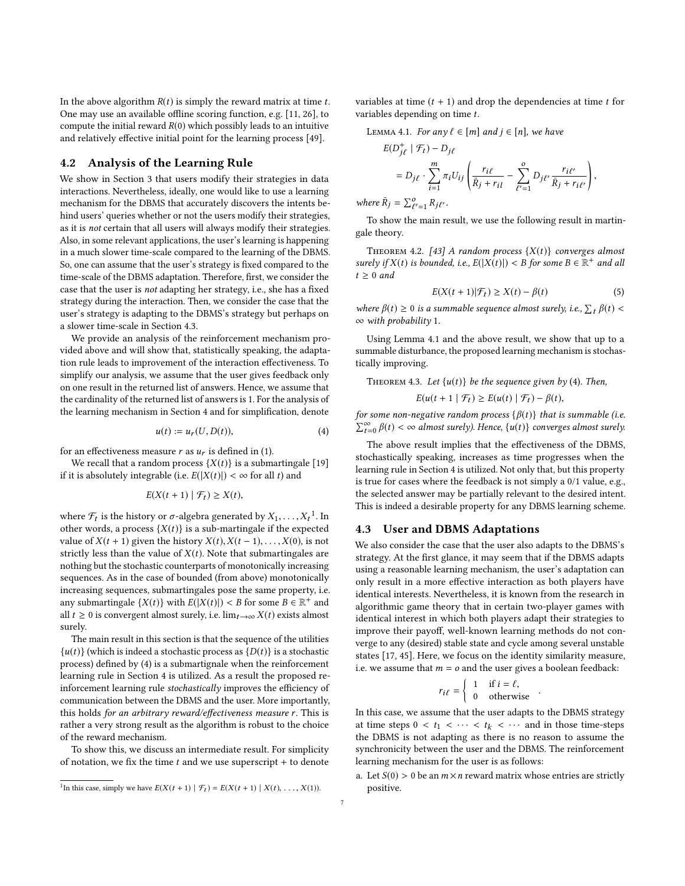In the above algorithm $R(t)$ is simply the reward matrix at time $t$. One may use an available offline scoring function, e.g. [11, 26], to compute the initial reward $R(0)$ which possibly leads to an intuitive and relatively effective initial point for the learning process [49].

## 4.2 Analysis of the Learning Rule

We show in Section 3 that users modify their strategies in data interactions. Nevertheless, ideally, one would like to use a learning mechanism for the DBMS that accurately discovers the intents behind users' queries whether or not the users modify their strategies, as it is *not* certain that all users will always modify their strategies. Also, in some relevant applications, the user's learning is happening in a much slower time-scale compared to the learning of the DBMS. So, one can assume that the user's strategy is fixed compared to the time-scale of the DBMS adaptation. Therefore, first, we consider the case that the user is *not* adapting her strategy, i.e., she has a fixed strategy during the interaction. Then, we consider the case that the user's strategy is adapting to the DBMS's strategy but perhaps on a slower time-scale in Section 4.3.

We provide an analysis of the reinforcement mechanism provided above and will show that, statistically speaking, the adaptation rule leads to improvement of the interaction effectiveness. To simplify our analysis, we assume that the user gives feedback only on one result in the returned list of answers. Hence, we assume that the cardinality of the returned list of answers is 1. For the analysis of the learning mechanism in Section 4 and for simplification, denote

$$u(t) := u_r(U, D(t)), \tag{4}$$

for an effectiveness measure $r$ as $u_r$ is defined in (1).

We recall that a random process $\{X(t)\}$ is a submartingale [19] if it is absolutely integrable (i.e. $E(|X(t)|) < \infty$ for all $t$) and

$$E(X(t+1) \mid \mathcal{F}_t) \geq X(t),$$

where $\mathcal{F}_t$ is the history or $\sigma$-algebra generated by $X_1, \ldots, X_t$[1]. In other words, a process $\{X(t)\}$ is a sub-martingale if the expected value of $X(t+1)$ given the history $X(t), X(t-1), \ldots, X(0)$, is not strictly less than the value of $X(t)$. Note that submartingales are nothing but the stochastic counterparts of monotonically increasing sequences. As in the case of bounded (from above) monotonically increasing sequences, submartingales pose the same property, i.e. any submartingale $\{X(t)\}$ with $E(|X(t)|) < B$ for some $B \in \mathbb{R}^+$ and all $t \geq 0$ is convergent almost surely, i.e. $\lim_{t\to\infty} X(t)$ exists almost surely.

The main result in this section is that the sequence of the utilities $\{u(t)\}$ (which is indeed a stochastic process as $\{D(t)\}$ is a stochastic process) defined by (4) is a submartignale when the reinforcement learning rule in Section 4 is utilized. As a result the proposed reinforcement learning rule *stochastically* improves the efficiency of communication between the DBMS and the user. More importantly, this holds *for an arbitrary reward/effectiveness measure $r$*. This is rather a very strong result as the algorithm is robust to the choice of the reward mechanism.

To show this, we discuss an intermediate result. For simplicity of notation, we fix the time $t$ and we use superscript + to denote variables at time $(t+1)$ and drop the dependencies at time $t$ for variables depending on time $t$.

Lemma 4.1. *For any $\ell \in [m]$ and $j \in [n]$, we have*

$$E(D_{j\ell}^{+} \mid \mathcal{F}_t) - D_{j\ell} = D_{j\ell} \cdot \sum_{i=1}^{m} \pi_i U_{ij} \left( \frac{r_{i\ell}}{\bar{R}_j + r_{il}} - \sum_{\ell'=1}^{o} D_{j\ell'} \frac{r_{i\ell'}}{\bar{R}_j + r_{i\ell'}} \right),$$

*where $\bar{R}_j = \sum_{\ell'=1}^{o} R_{j\ell'}$.*

To show the main result, we use the following result in martingale theory.

Theorem 4.2. *[43] A random process $\{X(t)\}$ converges almost surely if $X(t)$ is bounded, i.e., $E(|X(t)|) < B$ for some $B \in \mathbb{R}^+$ and all $t \geq 0$ and*

$$E(X(t+1)|\mathcal{F}_t) \geq X(t) - \beta(t) \tag{5}$$

*where $\beta(t) \geq 0$ is a summable sequence almost surely, i.e., $\sum_t \beta(t) < \infty$ with probability 1.*

Using Lemma 4.1 and the above result, we show that up to a summable disturbance, the proposed learning mechanism is stochastically improving.

Theorem 4.3. *Let $\{u(t)\}$ be the sequence given by (4). Then,*

$$E(u(t+1 \mid \mathcal{F}_t) \geq E(u(t) \mid \mathcal{F}_t) - \beta(t),$$

*for some non-negative random process $\{\beta(t)\}$ that is summable (i.e. $\sum_{t=0}^{\infty} \beta(t) < \infty$ almost surely). Hence, $\{u(t)\}$ converges almost surely.*

The above result implies that the effectiveness of the DBMS, stochastically speaking, increases as time progresses when the learning rule in Section 4 is utilized. Not only that, but this property is true for cases where the feedback is not simply a 0/1 value, e.g., the selected answer may be partially relevant to the desired intent. This is indeed a desirable property for any DBMS learning scheme.

## 4.3 User and DBMS Adaptations

We also consider the case that the user also adapts to the DBMS's strategy. At the first glance, it may seem that if the DBMS adapts using a reasonable learning mechanism, the user's adaptation can only result in a more effective interaction as both players have identical interests. Nevertheless, it is known from the research in algorithmic game theory that in certain two-player games with identical interest in which both players adapt their strategies to improve their payoff, well-known learning methods do not converge to any (desired) stable state and cycle among several unstable states [17, 45]. Here, we focus on the identity similarity measure, i.e. we assume that $m = o$ and the user gives a boolean feedback:

$$r_{i\ell} = \begin{cases} 1 & \text{if } i = \ell, \\ 0 & \text{otherwise} \end{cases}.$$

In this case, we assume that the user adapts to the DBMS strategy at time steps $0 < t_1 < \cdots < t_k < \cdots$ and in those time-steps the DBMS is not adapting as there is no reason to assume the synchronicity between the user and the DBMS. The reinforcement learning mechanism for the user is as follows:

a. Let $S(0) > 0$ be an $m \times n$ reward matrix whose entries are strictly positive.

[1] In this case, simply we have $E(X(t+1) \mid \mathcal{F}_t) = E(X(t+1) \mid X(t), \ldots, X(1))$.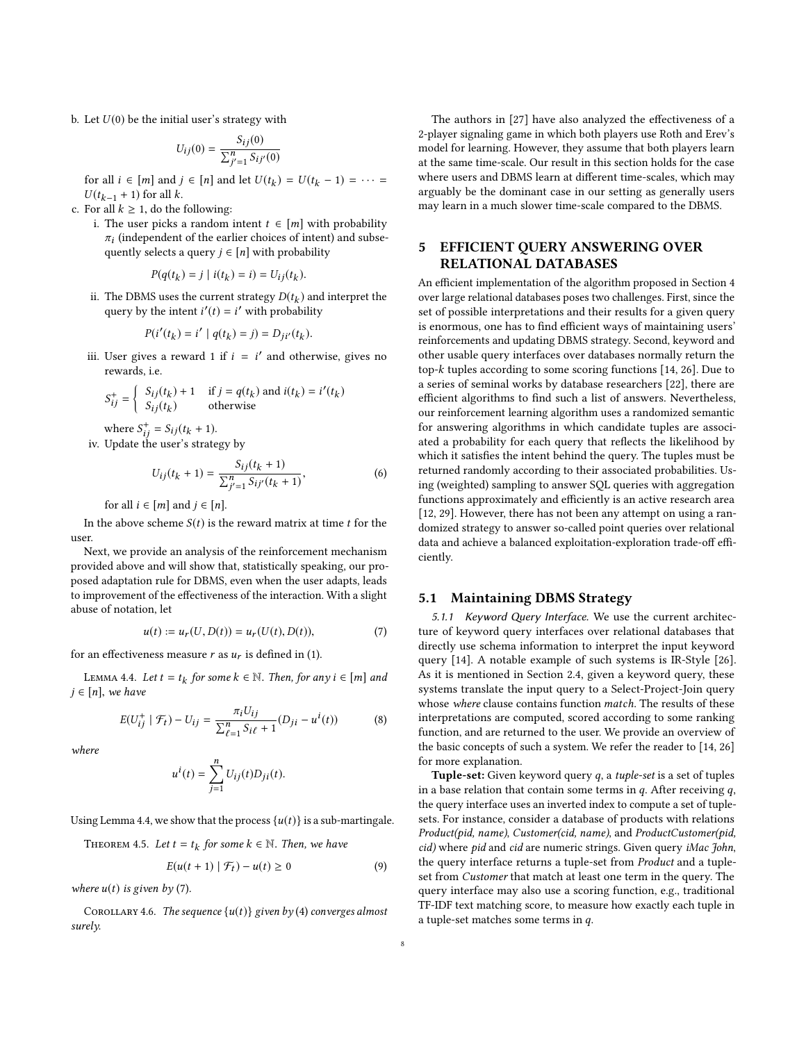b. Let $U(0)$ be the initial user's strategy with

$$U_{ij}(0) = \frac{S_{ij}(0)}{\sum_{j'=1}^{n} S_{ij'}(0)}$$

for all $i \in [m]$ and $j \in [n]$ and let $U(t_k) = U(t_k - 1) = \cdots = U(t_{k-1} + 1)$ for all $k$.

c. For all $k \geq 1$, do the following:

i. The user picks a random intent $t \in [m]$ with probability $\pi_i$ (independent of the earlier choices of intent) and subsequently selects a query $j \in [n]$ with probability

$$P(q(t_k) = j \mid i(t_k) = i) = U_{ij}(t_k).$$

ii. The DBMS uses the current strategy $D(t_k)$ and interpret the query by the intent $i'(t) = i'$ with probability

$$P(i'(t_k) = i' \mid q(t_k) = j) = D_{ji'}(t_k).$$

iii. User gives a reward 1 if $i = i'$ and otherwise, gives no rewards, i.e.

$$S_{ij}^{+} = \begin{cases} S_{ij}(t_k) + 1 & \text{if } j = q(t_k) \text{ and } i(t_k) = i'(t_k) \\ S_{ij}(t_k) & \text{otherwise} \end{cases}$$

where $S_{ij}^{+} = S_{ij}(t_k + 1)$.

iv. Update the user's strategy by

$$U_{ij}(t_k + 1) = \frac{S_{ij}(t_k + 1)}{\sum_{j'=1}^{n} S_{ij'}(t_k + 1)}, \tag{6}$$

for all $i \in [m]$ and $j \in [n]$.

In the above scheme $S(t)$ is the reward matrix at time $t$ for the user.

Next, we provide an analysis of the reinforcement mechanism provided above and will show that, statistically speaking, our proposed adaptation rule for DBMS, even when the user adapts, leads to improvement of the effectiveness of the interaction. With a slight abuse of notation, let

$$u(t) := u_r(U, D(t)) = u_r(U(t), D(t)), \tag{7}$$

for an effectiveness measure $r$ as $u_r$ is defined in (1).

Lemma 4.4. *Let $t = t_k$ for some $k \in \mathbb{N}$. Then, for any $i \in [m]$ and $j \in [n]$, we have*

$$E(U_{ij}^{+} \mid \mathcal{F}_t) - U_{ij} = \frac{\pi_i U_{ij}}{\sum_{\ell=1}^{n} S_{i\ell} + 1}(D_{ji} - u^i(t)) \tag{8}$$

*where*

$$u^i(t) = \sum_{j=1}^{n} U_{ij}(t) D_{ji}(t).$$

Using Lemma 4.4, we show that the process $\{u(t)\}$ is a sub-martingale.

Theorem 4.5. *Let $t = t_k$ for some $k \in \mathbb{N}$. Then, we have*

$$E(u(t+1) \mid \mathcal{F}_t) - u(t) \geq 0 \tag{9}$$

*where $u(t)$ is given by* (7).

Corollary 4.6. *The sequence $\{u(t)\}$ given by* (4) *converges almost surely.*

The authors in [27] have also analyzed the effectiveness of a 2-player signaling game in which both players use Roth and Erev's model for learning. However, they assume that both players learn at the same time-scale. Our result in this section holds for the case where users and DBMS learn at different time-scales, which may arguably be the dominant case in our setting as generally users may learn in a much slower time-scale compared to the DBMS.

# 5 EFFICIENT QUERY ANSWERING OVER RELATIONAL DATABASES

An efficient implementation of the algorithm proposed in Section 4 over large relational databases poses two challenges. First, since the set of possible interpretations and their results for a given query is enormous, one has to find efficient ways of maintaining users' reinforcements and updating DBMS strategy. Second, keyword and other usable query interfaces over databases normally return the top-$k$ tuples according to some scoring functions [14, 26]. Due to a series of seminal works by database researchers [22], there are efficient algorithms to find such a list of answers. Nevertheless, our reinforcement learning algorithm uses a randomized semantic for answering algorithms in which candidate tuples are associated a probability for each query that reflects the likelihood by which it satisfies the intent behind the query. The tuples must be returned randomly according to their associated probabilities. Using (weighted) sampling to answer SQL queries with aggregation functions approximately and efficiently is an active research area [12, 29]. However, there has not been any attempt on using a randomized strategy to answer so-called point queries over relational data and achieve a balanced exploitation-exploration trade-off efficiently.

## 5.1 Maintaining DBMS Strategy

*5.1.1 Keyword Query Interface.* We use the current architecture of keyword query interfaces over relational databases that directly use schema information to interpret the input keyword query [14]. A notable example of such systems is IR-Style [26]. As it is mentioned in Section 2.4, given a keyword query, these systems translate the input query to a Select-Project-Join query whose *where* clause contains function *match*. The results of these interpretations are computed, scored according to some ranking function, and are returned to the user. We provide an overview of the basic concepts of such a system. We refer the reader to [14, 26] for more explanation.

**Tuple-set:** Given keyword query $q$, a *tuple-set* is a set of tuples in a base relation that contain some terms in $q$. After receiving $q$, the query interface uses an inverted index to compute a set of tuple-sets. For instance, consider a database of products with relations *Product(pid, name)*, *Customer(cid, name)*, and *ProductCustomer(pid, cid)* where *pid* and *cid* are numeric strings. Given query *iMac John*, the query interface returns a tuple-set from *Product* and a tuple-set from *Customer* that match at least one term in the query. The query interface may also use a scoring function, e.g., traditional TF-IDF text matching score, to measure how exactly each tuple in a tuple-set matches some terms in $q$.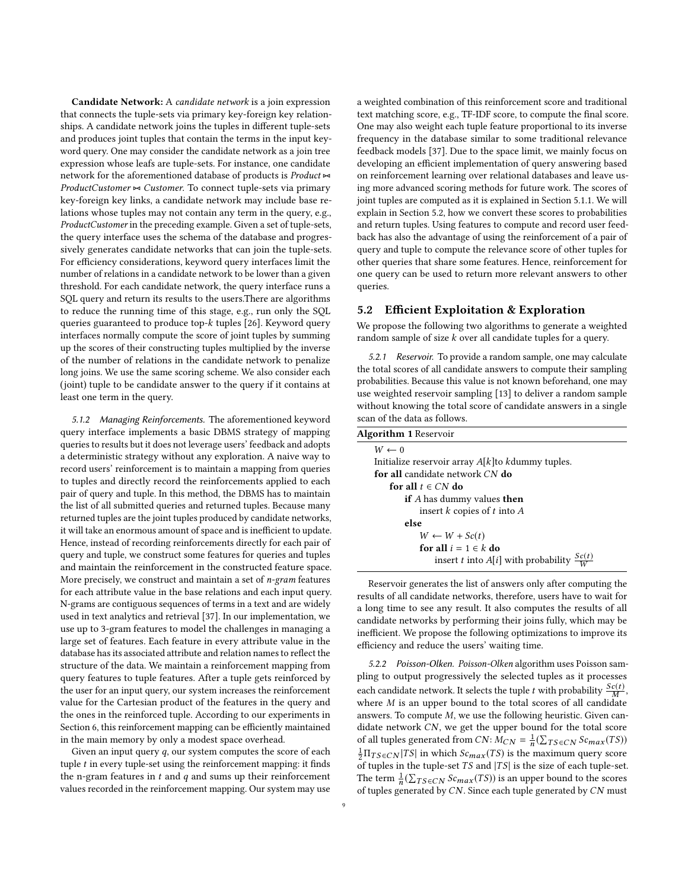**Candidate Network:** A *candidate network* is a join expression that connects the tuple-sets via primary key-foreign key relationships. A candidate network joins the tuples in different tuple-sets and produces joint tuples that contain the terms in the input keyword query. One may consider the candidate network as a join tree expression whose leafs are tuple-sets. For instance, one candidate network for the aforementioned database of products is *Product* ⋈ *ProductCustomer* ⋈ *Customer*. To connect tuple-sets via primary key-foreign key links, a candidate network may include base relations whose tuples may not contain any term in the query, e.g., *ProductCustomer* in the preceding example. Given a set of tuple-sets, the query interface uses the schema of the database and progressively generates candidate networks that can join the tuple-sets. For efficiency considerations, keyword query interfaces limit the number of relations in a candidate network to be lower than a given threshold. For each candidate network, the query interface runs a SQL query and return its results to the users.There are algorithms to reduce the running time of this stage, e.g., run only the SQL queries guaranteed to produce top-$k$ tuples [26]. Keyword query interfaces normally compute the score of joint tuples by summing up the scores of their constructing tuples multiplied by the inverse of the number of relations in the candidate network to penalize long joins. We use the same scoring scheme. We also consider each (joint) tuple to be candidate answer to the query if it contains at least one term in the query.

*5.1.2 Managing Reinforcements.* The aforementioned keyword query interface implements a basic DBMS strategy of mapping queries to results but it does not leverage users' feedback and adopts a deterministic strategy without any exploration. A naive way to record users' reinforcement is to maintain a mapping from queries to tuples and directly record the reinforcements applied to each pair of query and tuple. In this method, the DBMS has to maintain the list of all submitted queries and returned tuples. Because many returned tuples are the joint tuples produced by candidate networks, it will take an enormous amount of space and is inefficient to update. Hence, instead of recording reinforcements directly for each pair of query and tuple, we construct some features for queries and tuples and maintain the reinforcement in the constructed feature space. More precisely, we construct and maintain a set of *n-gram* features for each attribute value in the base relations and each input query. N-grams are contiguous sequences of terms in a text and are widely used in text analytics and retrieval [37]. In our implementation, we use up to 3-gram features to model the challenges in managing a large set of features. Each feature in every attribute value in the database has its associated attribute and relation names to reflect the structure of the data. We maintain a reinforcement mapping from query features to tuple features. After a tuple gets reinforced by the user for an input query, our system increases the reinforcement value for the Cartesian product of the features in the query and the ones in the reinforced tuple. According to our experiments in Section 6, this reinforcement mapping can be efficiently maintained in the main memory by only a modest space overhead.

Given an input query $q$, our system computes the score of each tuple $t$ in every tuple-set using the reinforcement mapping: it finds the n-gram features in $t$ and $q$ and sums up their reinforcement values recorded in the reinforcement mapping. Our system may use a weighted combination of this reinforcement score and traditional text matching score, e.g., TF-IDF score, to compute the final score. One may also weight each tuple feature proportional to its inverse frequency in the database similar to some traditional relevance feedback models [37]. Due to the space limit, we mainly focus on developing an efficient implementation of query answering based on reinforcement learning over relational databases and leave using more advanced scoring methods for future work. The scores of joint tuples are computed as it is explained in Section 5.1.1. We will explain in Section 5.2, how we convert these scores to probabilities and return tuples. Using features to compute and record user feedback has also the advantage of using the reinforcement of a pair of query and tuple to compute the relevance score of other tuples for other queries that share some features. Hence, reinforcement for one query can be used to return more relevant answers to other queries.

## 5.2 Efficient Exploitation & Exploration

We propose the following two algorithms to generate a weighted random sample of size $k$ over all candidate tuples for a query.

*5.2.1 Reservoir.* To provide a random sample, one may calculate the total scores of all candidate answers to compute their sampling probabilities. Because this value is not known beforehand, one may use weighted reservoir sampling [13] to deliver a random sample without knowing the total score of candidate answers in a single scan of the data as follows.

**Algorithm 1** Reservoir

```
W ← 0
Initialize reservoir array A[k] to k dummy tuples.
for all candidate network CN do
    for all t ∈ CN do
        if A has dummy values then
            insert k copies of t into A
        else
            W ← W + Sc(t)
            for all i = 1 ∈ k do
                insert t into A[i] with probability Sc(t)/W
```

Reservoir generates the list of answers only after computing the results of all candidate networks, therefore, users have to wait for a long time to see any result. It also computes the results of all candidate networks by performing their joins fully, which may be inefficient. We propose the following optimizations to improve its efficiency and reduce the users' waiting time.

*5.2.2 Poisson-Olken. Poisson-Olken* algorithm uses Poisson sampling to output progressively the selected tuples as it processes each candidate network. It selects the tuple $t$ with probability $\frac{Sc(t)}{M}$, where $M$ is an upper bound to the total scores of all candidate answers. To compute $M$, we use the following heuristic. Given candidate network $CN$, we get the upper bound for the total score of all tuples generated from $CN$: $M_{CN} = \frac{1}{n}(\sum_{TS \in CN} Sc_{max}(TS))$ $\frac{1}{2}\Pi_{TS \in CN}|TS|$ in which $Sc_{max}(TS)$ is the maximum query score of tuples in the tuple-set $TS$ and $|TS|$ is the size of each tuple-set. The term $\frac{1}{n}(\sum_{TS \in CN} Sc_{max}(TS))$ is an upper bound to the scores of tuples generated by $CN$. Since each tuple generated by $CN$ must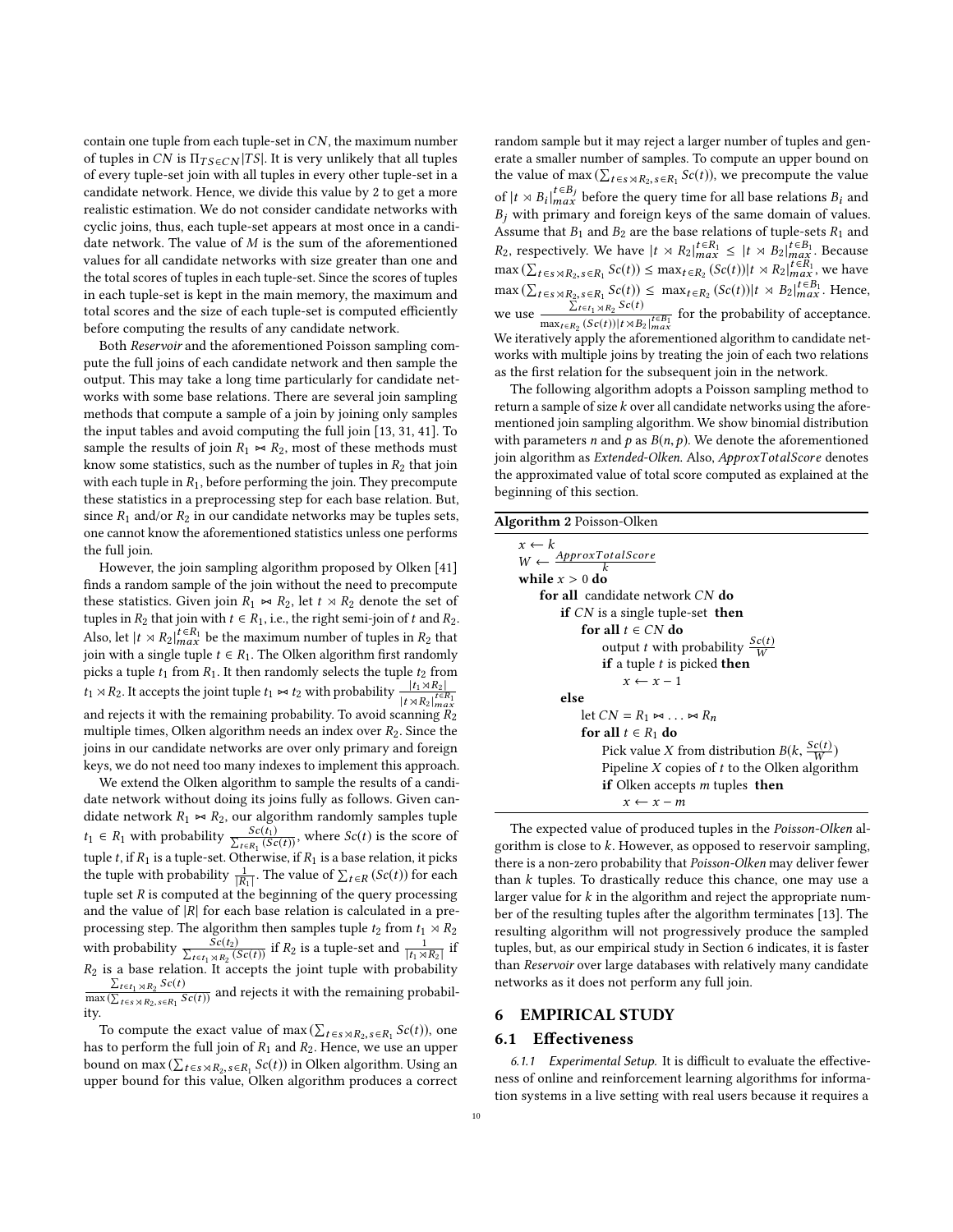contain one tuple from each tuple-set in $CN$, the maximum number of tuples in $CN$ is $\Pi_{TS \in CN}|TS|$. It is very unlikely that all tuples of every tuple-set join with all tuples in every other tuple-set in a candidate network. Hence, we divide this value by 2 to get a more realistic estimation. We do not consider candidate networks with cyclic joins, thus, each tuple-set appears at most once in a candidate network. The value of $M$ is the sum of the aforementioned values for all candidate networks with size greater than one and the total scores of tuples in each tuple-set. Since the scores of tuples in each tuple-set is kept in the main memory, the maximum and total scores and the size of each tuple-set is computed efficiently before computing the results of any candidate network.

Both *Reservoir* and the aforementioned Poisson sampling compute the full joins of each candidate network and then sample the output. This may take a long time particularly for candidate networks with some base relations. There are several join sampling methods that compute a sample of a join by joining only samples the input tables and avoid computing the full join [13, 31, 41]. To sample the results of join $R_1 \bowtie R_2$, most of these methods must know some statistics, such as the number of tuples in $R_2$ that join with each tuple in $R_1$, before performing the join. They precompute these statistics in a preprocessing step for each base relation. But, since $R_1$ and/or $R_2$ in our candidate networks may be tuples sets, one cannot know the aforementioned statistics unless one performs the full join.

However, the join sampling algorithm proposed by Olken [41] finds a random sample of the join without the need to precompute these statistics. Given join $R_1 \bowtie R_2$, let $t \rtimes R_2$ denote the set of tuples in $R_2$ that join with $t \in R_1$, i.e., the right semi-join of $t$ and $R_2$. Also, let $|t \rtimes R_2|_{max}^{t \in R_1}$ be the maximum number of tuples in $R_2$ that join with a single tuple $t \in R_1$. The Olken algorithm first randomly picks a tuple $t_1$ from $R_1$. It then randomly selects the tuple $t_2$ from $t_1 \rtimes R_2$. It accepts the joint tuple $t_1 \bowtie t_2$ with probability $\frac{|t_1 \rtimes R_2|}{|t \rtimes R_2|_{max}^{t \in R_1}}$ and rejects it with the remaining probability. To avoid scanning $R_2$ multiple times, Olken algorithm needs an index over $R_2$. Since the joins in our candidate networks are over only primary and foreign keys, we do not need too many indexes to implement this approach.

We extend the Olken algorithm to sample the results of a candidate network without doing its joins fully as follows. Given candidate network $R_1 \bowtie R_2$, our algorithm randomly samples tuple $t_1 \in R_1$ with probability $\frac{Sc(t_1)}{\sum_{t \in R_1}(Sc(t))}$, where $Sc(t)$ is the score of tuple $t$, if $R_1$ is a tuple-set. Otherwise, if $R_1$ is a base relation, it picks the tuple with probability $\frac{1}{|R_1|}$. The value of $\sum_{t \in R}(Sc(t))$ for each tuple set $R$ is computed at the beginning of the query processing and the value of $|R|$ for each base relation is calculated in a preprocessing step. The algorithm then samples tuple $t_2$ from $t_1 \rtimes R_2$ with probability $\frac{Sc(t_2)}{\sum_{t \in t_1 \rtimes R_2}(Sc(t))}$ if $R_2$ is a tuple-set and $\frac{1}{|t_1 \rtimes R_2|}$ if $R_2$ is a base relation. It accepts the joint tuple with probability $\frac{\sum_{t \in t_1 \rtimes R_2} Sc(t)}{\max(\sum_{t \in s \rtimes R_2, s \in R_1} Sc(t))}$ and rejects it with the remaining probability.

To compute the exact value of $\max(\sum_{t \in s \rtimes R_2, s \in R_1} Sc(t))$, one has to perform the full join of $R_1$ and $R_2$. Hence, we use an upper bound on $\max(\sum_{t \in s \rtimes R_2, s \in R_1} Sc(t))$ in Olken algorithm. Using an upper bound for this value, Olken algorithm produces a correct random sample but it may reject a larger number of tuples and generate a smaller number of samples. To compute an upper bound on the value of $\max(\sum_{t \in s \rtimes R_2, s \in R_1} Sc(t))$, we precompute the value of $|t \rtimes B_i|_{max}^{t \in B_j}$ before the query time for all base relations $B_i$ and $B_j$ with primary and foreign keys of the same domain of values. Assume that $B_1$ and $B_2$ are the base relations of tuple-sets $R_1$ and $R_2$, respectively. We have $|t \rtimes R_2|_{max}^{t \in R_1} \leq |t \rtimes B_2|_{max}^{t \in B_1}$. Because $\max(\sum_{t \in s \rtimes R_2, s \in R_1} Sc(t)) \leq \max_{t \in R_2}(Sc(t))|t \rtimes R_2|_{max}^{t \in R_1}$, we have $\max(\sum_{t \in s \rtimes R_2, s \in R_1} Sc(t)) \leq \max_{t \in R_2}(Sc(t))|t \rtimes B_2|_{max}^{t \in B_1}$. Hence, we use $\frac{\sum_{t \in t_1 \rtimes R_2} Sc(t)}{\max_{t \in R_2}(Sc(t))|t \rtimes B_2|_{max}^{t \in B_1}}$ for the probability of acceptance. We iteratively apply the aforementioned algorithm to candidate networks with multiple joins by treating the join of each two relations as the first relation for the subsequent join in the network.

The following algorithm adopts a Poisson sampling method to return a sample of size $k$ over all candidate networks using the aforementioned join sampling algorithm. We show binomial distribution with parameters $n$ and $p$ as $B(n, p)$. We denote the aforementioned join algorithm as *Extended-Olken*. Also, *ApproxTotalScore* denotes the approximated value of total score computed as explained at the beginning of this section.

**Algorithm 2** Poisson-Olken

```
x ← k
W ← ApproxTotalScore / k
while x > 0 do
    for all candidate network CN do
        if CN is a single tuple-set then
            for all t ∈ CN do
                output t with probability Sc(t)/W
                if a tuple t is picked then
                    x ← x − 1
        else
            let CN = R_1 ⋈ ... ⋈ R_n
            for all t ∈ R_1 do
                Pick value X from distribution B(k, Sc(t)/W)
                Pipeline X copies of t to the Olken algorithm
                if Olken accepts m tuples then
                    x ← x − m
```

The expected value of produced tuples in the *Poisson-Olken* algorithm is close to $k$. However, as opposed to reservoir sampling, there is a non-zero probability that *Poisson-Olken* may deliver fewer than $k$ tuples. To drastically reduce this chance, one may use a larger value for $k$ in the algorithm and reject the appropriate number of the resulting tuples after the algorithm terminates [13]. The resulting algorithm will not progressively produce the sampled tuples, but, as our empirical study in Section 6 indicates, it is faster than *Reservoir* over large databases with relatively many candidate networks as it does not perform any full join.

# 6 EMPIRICAL STUDY

## 6.1 Effectiveness

*6.1.1 Experimental Setup.* It is difficult to evaluate the effectiveness of online and reinforcement learning algorithms for information systems in a live setting with real users because it requires a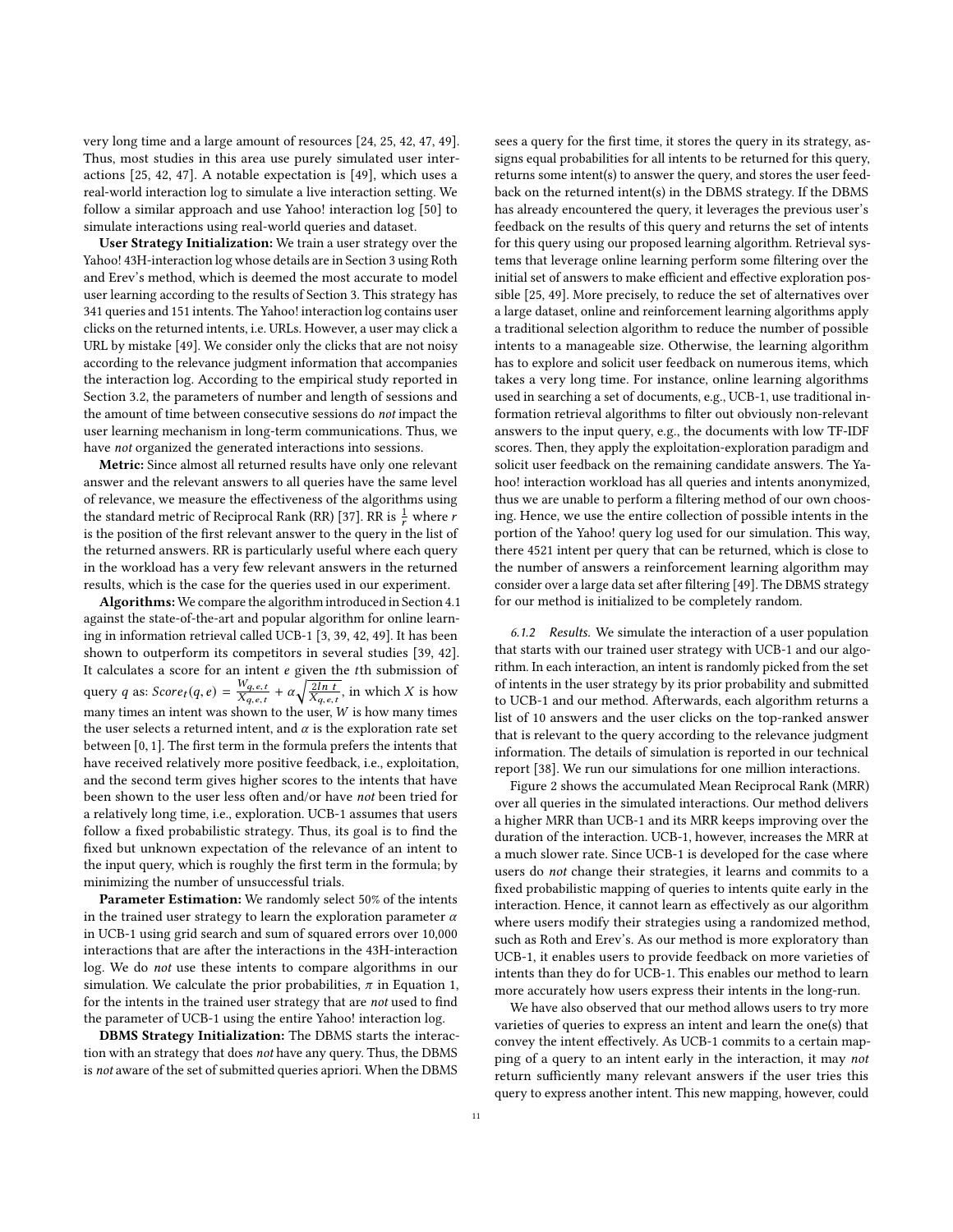very long time and a large amount of resources [24, 25, 42, 47, 49]. Thus, most studies in this area use purely simulated user interactions [25, 42, 47]. A notable expectation is [49], which uses a real-world interaction log to simulate a live interaction setting. We follow a similar approach and use Yahoo! interaction log [50] to simulate interactions using real-world queries and dataset.

**User Strategy Initialization:** We train a user strategy over the Yahoo! 43H-interaction log whose details are in Section 3 using Roth and Erev's method, which is deemed the most accurate to model user learning according to the results of Section 3. This strategy has 341 queries and 151 intents. The Yahoo! interaction log contains user clicks on the returned intents, i.e. URLs. However, a user may click a URL by mistake [49]. We consider only the clicks that are not noisy according to the relevance judgment information that accompanies the interaction log. According to the empirical study reported in Section 3.2, the parameters of number and length of sessions and the amount of time between consecutive sessions do *not* impact the user learning mechanism in long-term communications. Thus, we have *not* organized the generated interactions into sessions.

**Metric:** Since almost all returned results have only one relevant answer and the relevant answers to all queries have the same level of relevance, we measure the effectiveness of the algorithms using the standard metric of Reciprocal Rank (RR) [37]. RR is $\frac{1}{r}$ where $r$ is the position of the first relevant answer to the query in the list of the returned answers. RR is particularly useful where each query in the workload has a very few relevant answers in the returned results, which is the case for the queries used in our experiment.

**Algorithms:** We compare the algorithm introduced in Section 4.1 against the state-of-the-art and popular algorithm for online learning in information retrieval called UCB-1 [3, 39, 42, 49]. It has been shown to outperform its competitors in several studies [39, 42]. It calculates a score for an intent $e$ given the $t$th submission of query $q$ as: $Score_t(q, e) = \frac{W_{q,e,t}}{X_{q,e,t}} + \alpha\sqrt{\frac{2ln\ t}{X_{q,e,t}}}$, in which $X$ is how many times an intent was shown to the user, $W$ is how many times the user selects a returned intent, and $\alpha$ is the exploration rate set between $[0, 1]$. The first term in the formula prefers the intents that have received relatively more positive feedback, i.e., exploitation, and the second term gives higher scores to the intents that have been shown to the user less often and/or have *not* been tried for a relatively long time, i.e., exploration. UCB-1 assumes that users follow a fixed probabilistic strategy. Thus, its goal is to find the fixed but unknown expectation of the relevance of an intent to the input query, which is roughly the first term in the formula; by minimizing the number of unsuccessful trials.

**Parameter Estimation:** We randomly select 50% of the intents in the trained user strategy to learn the exploration parameter $\alpha$ in UCB-1 using grid search and sum of squared errors over 10,000 interactions that are after the interactions in the 43H-interaction log. We do *not* use these intents to compare algorithms in our simulation. We calculate the prior probabilities, $\pi$ in Equation 1, for the intents in the trained user strategy that are *not* used to find the parameter of UCB-1 using the entire Yahoo! interaction log.

**DBMS Strategy Initialization:** The DBMS starts the interaction with an strategy that does *not* have any query. Thus, the DBMS is *not* aware of the set of submitted queries apriori. When the DBMS sees a query for the first time, it stores the query in its strategy, assigns equal probabilities for all intents to be returned for this query, returns some intent(s) to answer the query, and stores the user feedback on the returned intent(s) in the DBMS strategy. If the DBMS has already encountered the query, it leverages the previous user's feedback on the results of this query and returns the set of intents for this query using our proposed learning algorithm. Retrieval systems that leverage online learning perform some filtering over the initial set of answers to make efficient and effective exploration possible [25, 49]. More precisely, to reduce the set of alternatives over a large dataset, online and reinforcement learning algorithms apply a traditional selection algorithm to reduce the number of possible intents to a manageable size. Otherwise, the learning algorithm has to explore and solicit user feedback on numerous items, which takes a very long time. For instance, online learning algorithms used in searching a set of documents, e.g., UCB-1, use traditional information retrieval algorithms to filter out obviously non-relevant answers to the input query, e.g., the documents with low TF-IDF scores. Then, they apply the exploitation-exploration paradigm and solicit user feedback on the remaining candidate answers. The Yahoo! interaction workload has all queries and intents anonymized, thus we are unable to perform a filtering method of our own choosing. Hence, we use the entire collection of possible intents in the portion of the Yahoo! query log used for our simulation. This way, there 4521 intent per query that can be returned, which is close to the number of answers a reinforcement learning algorithm may consider over a large data set after filtering [49]. The DBMS strategy for our method is initialized to be completely random.

*6.1.2 Results.* We simulate the interaction of a user population that starts with our trained user strategy with UCB-1 and our algorithm. In each interaction, an intent is randomly picked from the set of intents in the user strategy by its prior probability and submitted to UCB-1 and our method. Afterwards, each algorithm returns a list of 10 answers and the user clicks on the top-ranked answer that is relevant to the query according to the relevance judgment information. The details of simulation is reported in our technical report [38]. We run our simulations for one million interactions.

Figure 2 shows the accumulated Mean Reciprocal Rank (MRR) over all queries in the simulated interactions. Our method delivers a higher MRR than UCB-1 and its MRR keeps improving over the duration of the interaction. UCB-1, however, increases the MRR at a much slower rate. Since UCB-1 is developed for the case where users do *not* change their strategies, it learns and commits to a fixed probabilistic mapping of queries to intents quite early in the interaction. Hence, it cannot learn as effectively as our algorithm where users modify their strategies using a randomized method, such as Roth and Erev's. As our method is more exploratory than UCB-1, it enables users to provide feedback on more varieties of intents than they do for UCB-1. This enables our method to learn more accurately how users express their intents in the long-run.

We have also observed that our method allows users to try more varieties of queries to express an intent and learn the one(s) that convey the intent effectively. As UCB-1 commits to a certain mapping of a query to an intent early in the interaction, it may *not* return sufficiently many relevant answers if the user tries this query to express another intent. This new mapping, however, could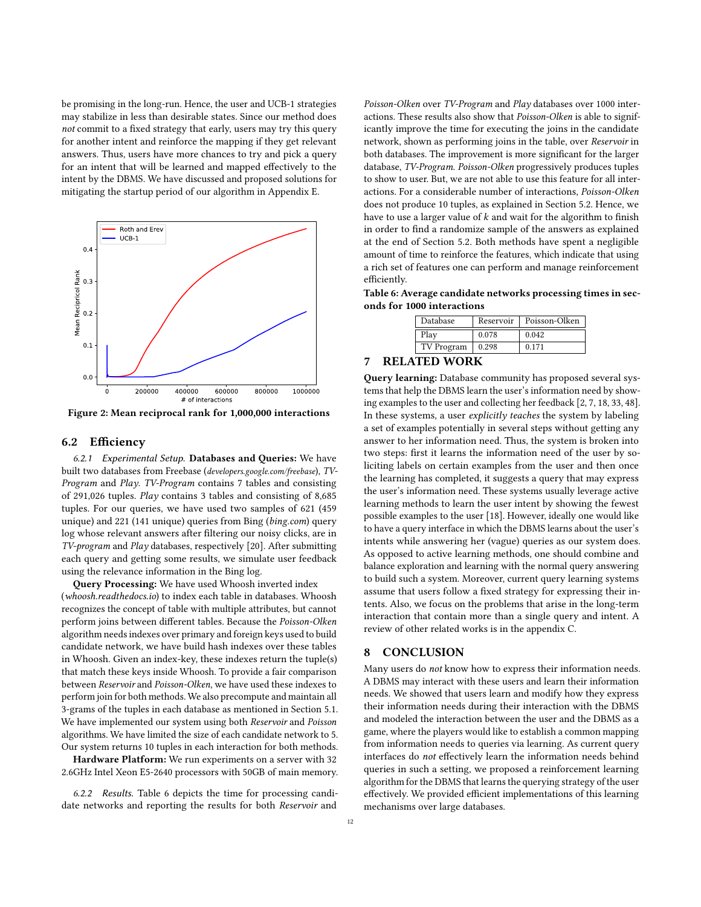be promising in the long-run. Hence, the user and UCB-1 strategies may stabilize in less than desirable states. Since our method does *not* commit to a fixed strategy that early, users may try this query for another intent and reinforce the mapping if they get relevant answers. Thus, users have more chances to try and pick a query for an intent that will be learned and mapped effectively to the intent by the DBMS. We have discussed and proposed solutions for mitigating the startup period of our algorithm in Appendix E.

Roth and Erev
UCB-1
Mean Reciprocal Rank
0.0
0.1
0.2
0.3
0.4
0
200000
400000
600000
800000
1000000
# of interactions

**Figure 2: Mean reciprocal rank for 1,000,000 interactions**

## 6.2 Efficiency

*6.2.1 Experimental Setup.* **Databases and Queries:** We have built two databases from Freebase (*developers.google.com/freebase*), *TV-Program* and *Play*. *TV-Program* contains 7 tables and consisting of 291,026 tuples. *Play* contains 3 tables and consisting of 8,685 tuples. For our queries, we have used two samples of 621 (459 unique) and 221 (141 unique) queries from Bing (*bing.com*) query log whose relevant answers after filtering our noisy clicks, are in *TV-program* and *Play* databases, respectively [20]. After submitting each query and getting some results, we simulate user feedback using the relevance information in the Bing log.

**Query Processing:** We have used Whoosh inverted index (*whoosh.readthedocs.io*) to index each table in databases. Whoosh recognizes the concept of table with multiple attributes, but cannot perform joins between different tables. Because the *Poisson-Olken* algorithm needs indexes over primary and foreign keys used to build candidate network, we have build hash indexes over these tables in Whoosh. Given an index-key, these indexes return the tuple(s) that match these keys inside Whoosh. To provide a fair comparison between *Reservoir* and *Poisson-Olken*, we have used these indexes to perform join for both methods. We also precompute and maintain all 3-grams of the tuples in each database as mentioned in Section 5.1. We have implemented our system using both *Reservoir* and *Poisson* algorithms. We have limited the size of each candidate network to 5. Our system returns 10 tuples in each interaction for both methods.

**Hardware Platform:** We run experiments on a server with 32 2.6GHz Intel Xeon E5-2640 processors with 50GB of main memory.

*6.2.2 Results.* Table 6 depicts the time for processing candidate networks and reporting the results for both *Reservoir* and *Poisson-Olken* over *TV-Program* and *Play* databases over 1000 interactions. These results also show that *Poisson-Olken* is able to significantly improve the time for executing the joins in the candidate network, shown as performing joins in the table, over *Reservoir* in both databases. The improvement is more significant for the larger database, *TV-Program*. *Poisson-Olken* progressively produces tuples to show to user. But, we are not able to use this feature for all interactions. For a considerable number of interactions, *Poisson-Olken* does not produce 10 tuples, as explained in Section 5.2. Hence, we have to use a larger value of $k$ and wait for the algorithm to finish in order to find a randomize sample of the answers as explained at the end of Section 5.2. Both methods have spent a negligible amount of time to reinforce the features, which indicate that using a rich set of features one can perform and manage reinforcement efficiently.

**Table 6: Average candidate networks processing times in seconds for 1000 interactions**

| Database | Reservoir | Poisson-Olken |
|---|---|---|
| Play | 0.078 | 0.042 |
| TV Program | 0.298 | 0.171 |

## 7 RELATED WORK

**Query learning:** Database community has proposed several systems that help the DBMS learn the user's information need by showing examples to the user and collecting her feedback [2, 7, 18, 33, 48]. In these systems, a user *explicitly teaches* the system by labeling a set of examples potentially in several steps without getting any answer to her information need. Thus, the system is broken into two steps: first it learns the information need of the user by soliciting labels on certain examples from the user and then once the learning has completed, it suggests a query that may express the user's information need. These systems usually leverage active learning methods to learn the user intent by showing the fewest possible examples to the user [18]. However, ideally one would like to have a query interface in which the DBMS learns about the user's intents while answering her (vague) queries as our system does. As opposed to active learning methods, one should combine and balance exploration and learning with the normal query answering to build such a system. Moreover, current query learning systems assume that users follow a fixed strategy for expressing their intents. Also, we focus on the problems that arise in the long-term interaction that contain more than a single query and intent. A review of other related works is in the appendix C.

## 8 CONCLUSION

Many users do *not* know how to express their information needs. A DBMS may interact with these users and learn their information needs. We showed that users learn and modify how they express their information needs during their interaction with the DBMS and modeled the interaction between the user and the DBMS as a game, where the players would like to establish a common mapping from information needs to queries via learning. As current query interfaces do *not* effectively learn the information needs behind queries in such a setting, we proposed a reinforcement learning algorithm for the DBMS that learns the querying strategy of the user effectively. We provided efficient implementations of this learning mechanisms over large databases.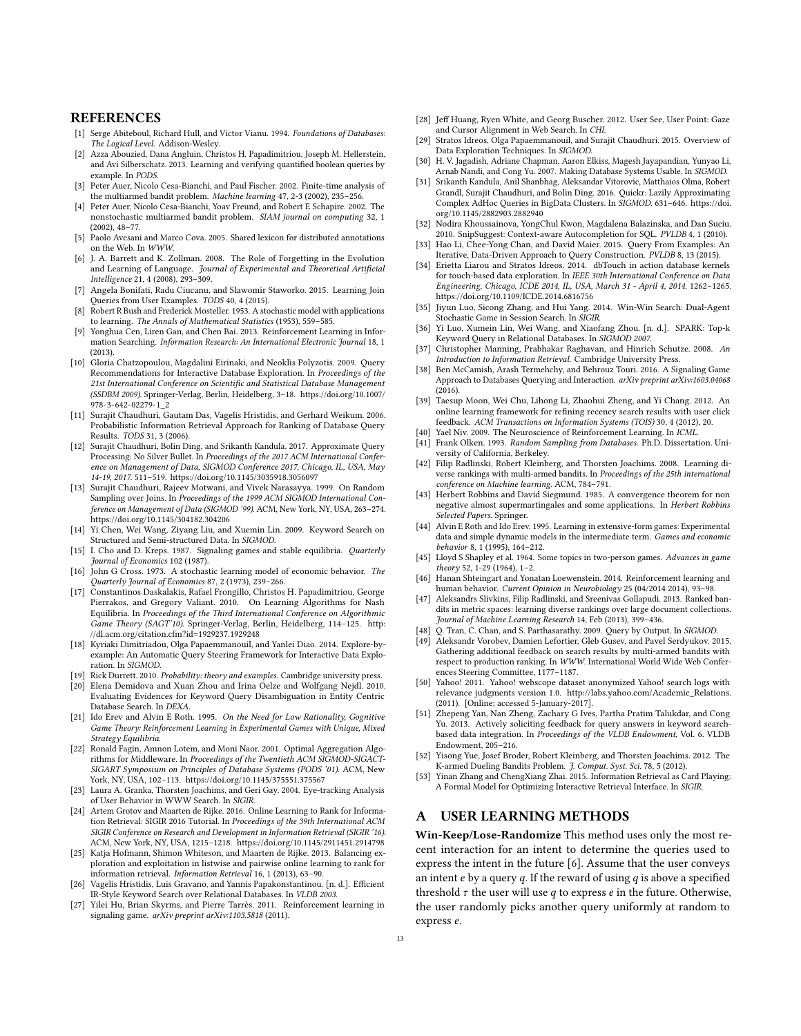## REFERENCES

- [1] Serge Abiteboul, Richard Hull, and Victor Vianu. 1994. *Foundations of Databases: The Logical Level*. Addison-Wesley.
- [2] Azza Abouzied, Dana Angluin, Christos H. Papadimitriou, Joseph M. Hellerstein, and Avi Silberschatz. 2013. Learning and verifying quantified boolean queries by example. In *PODS*.
- [3] Peter Auer, Nicolo Cesa-Bianchi, and Paul Fischer. 2002. Finite-time analysis of the multiarmed bandit problem. *Machine learning* 47, 2-3 (2002), 235–256.
- [4] Peter Auer, Nicolo Cesa-Bianchi, Yoav Freund, and Robert E Schapire. 2002. The nonstochastic multiarmed bandit problem. *SIAM journal on computing* 32, 1 (2002), 48–77.
- [5] Paolo Avesani and Marco Cova. 2005. Shared lexicon for distributed annotations on the Web. In *WWW*.
- [6] J. A. Barrett and K. Zollman. 2008. The Role of Forgetting in the Evolution and Learning of Language. *Journal of Experimental and Theoretical Artificial Intelligence* 21, 4 (2008), 293–309.
- [7] Angela Bonifati, Radu Ciucanu, and Slawomir Staworko. 2015. Learning Join Queries from User Examples. *TODS* 40, 4 (2015).
- [8] Robert R Bush and Frederick Mosteller. 1953. A stochastic model with applications to learning. *The Annals of Mathematical Statistics* (1953), 559–585.
- [9] Yonghua Cen, Liren Gan, and Chen Bai. 2013. Reinforcement Learning in Information Searching. *Information Research: An International Electronic Journal* 18, 1 (2013).
- [10] Gloria Chatzopoulou, Magdalini Eirinaki, and Neoklis Polyzotis. 2009. Query Recommendations for Interactive Database Exploration. In *Proceedings of the 21st International Conference on Scientific and Statistical Database Management (SSDBM 2009)*. Springer-Verlag, Berlin, Heidelberg, 3–18. https://doi.org/10.1007/978-3-642-02279-1_2
- [11] Surajit Chaudhuri, Gautam Das, Vagelis Hristidis, and Gerhard Weikum. 2006. Probabilistic Information Retrieval Approach for Ranking of Database Query Results. *TODS* 31, 3 (2006).
- [12] Surajit Chaudhuri, Bolin Ding, and Srikanth Kandula. 2017. Approximate Query Processing: No Silver Bullet. In *Proceedings of the 2017 ACM International Conference on Management of Data, SIGMOD Conference 2017, Chicago, IL, USA, May 14-19, 2017*. 511–519. https://doi.org/10.1145/3035918.3056097
- [13] Surajit Chaudhuri, Rajeev Motwani, and Vivek Narasayya. 1999. On Random Sampling over Joins. In *Proceedings of the 1999 ACM SIGMOD International Conference on Management of Data (SIGMOD '99)*. ACM, New York, NY, USA, 263–274. https://doi.org/10.1145/304182.304206
- [14] Yi Chen, Wei Wang, Ziyang Liu, and Xuemin Lin. 2009. Keyword Search on Structured and Semi-structured Data. In *SIGMOD*.
- [15] I. Cho and D. Kreps. 1987. Signaling games and stable equilibria. *Quarterly Journal of Economics* 102 (1987).
- [16] John G Cross. 1973. A stochastic learning model of economic behavior. *The Quarterly Journal of Economics* 87, 2 (1973), 239–266.
- [17] Constantinos Daskalakis, Rafael Frongillo, Christos H. Papadimitriou, George Pierrakos, and Gregory Valiant. 2010. On Learning Algorithms for Nash Equilibria. In *Proceedings of the Third International Conference on Algorithmic Game Theory (SAGT'10)*. Springer-Verlag, Berlin, Heidelberg, 114–125. http://dl.acm.org/citation.cfm?id=1929237.1929248
- [18] Kyriaki Dimitriadou, Olga Papaemmanouil, and Yanlei Diao. 2014. Explore-by-example: An Automatic Query Steering Framework for Interactive Data Exploration. In *SIGMOD*.
- [19] Rick Durrett. 2010. *Probability: theory and examples*. Cambridge university press.
- [20] Elena Demidova and Xuan Zhou and Irina Oelze and Wolfgang Nejdl. 2010. Evaluating Evidences for Keyword Query Disambiguation in Entity Centric Database Search. In *DEXA*.
- [21] Ido Erev and Alvin E Roth. 1995. *On the Need for Low Rationality, Gognitive Game Theory: Reinforcement Learning in Experimental Games with Unique, Mixed Strategy Equilibria*.
- [22] Ronald Fagin, Amnon Lotem, and Moni Naor. 2001. Optimal Aggregation Algorithms for Middleware. In *Proceedings of the Twentieth ACM SIGMOD-SIGACT-SIGART Symposium on Principles of Database Systems (PODS '01)*. ACM, New York, NY, USA, 102–113. https://doi.org/10.1145/375551.375567
- [23] Laura A. Granka, Thorsten Joachims, and Geri Gay. 2004. Eye-tracking Analysis of User Behavior in WWW Search. In *SIGIR*.
- [24] Artem Grotov and Maarten de Rijke. 2016. Online Learning to Rank for Information Retrieval: SIGIR 2016 Tutorial. In *Proceedings of the 39th International ACM SIGIR Conference on Research and Development in Information Retrieval (SIGIR '16)*. ACM, New York, NY, USA, 1215–1218. https://doi.org/10.1145/2911451.2914798
- [25] Katja Hofmann, Shimon Whiteson, and Maarten de Rijke. 2013. Balancing exploration and exploitation in listwise and pairwise online learning to rank for information retrieval. *Information Retrieval* 16, 1 (2013), 63–90.
- [26] Vagelis Hristidis, Luis Gravano, and Yannis Papakonstantinou. [n. d.]. Efficient IR-Style Keyword Search over Relational Databases. In *VLDB 2003*.
- [27] Yilei Hu, Brian Skyrms, and Pierre Tarrès. 2011. Reinforcement learning in signaling game. *arXiv preprint arXiv:1103.5818* (2011).
- [28] Jeff Huang, Ryen White, and Georg Buscher. 2012. User See, User Point: Gaze and Cursor Alignment in Web Search. In *CHI*.
- [29] Stratos Idreos, Olga Papaemmanouil, and Surajit Chaudhuri. 2015. Overview of Data Exploration Techniques. In *SIGMOD*.
- [30] H. V. Jagadish, Adriane Chapman, Aaron Elkiss, Magesh Jayapandian, Yunyao Li, Arnab Nandi, and Cong Yu. 2007. Making Database Systems Usable. In *SIGMOD*.
- [31] Srikanth Kandula, Anil Shanbhag, Aleksandar Vitorovic, Matthaios Olma, Robert Grandl, Surajit Chaudhuri, and Bolin Ding. 2016. Quickr: Lazily Approximating Complex AdHoc Queries in BigData Clusters. In *SIGMOD*. 631–646. https://doi.org/10.1145/2882903.2882940
- [32] Nodira Khoussainova, YongChul Kwon, Magdalena Balazinska, and Dan Suciu. 2010. SnipSuggest: Context-aware Autocompletion for SQL. *PVLDB* 4, 1 (2010).
- [33] Hao Li, Chee-Yong Chan, and David Maier. 2015. Query From Examples: An Iterative, Data-Driven Approach to Query Construction. *PVLDB* 8, 13 (2015).
- [34] Erietta Liarou and Stratos Idreos. 2014. dbTouch in action database kernels for touch-based data exploration. In *IEEE 30th International Conference on Data Engineering, Chicago, ICDE 2014, IL, USA, March 31 - April 4, 2014*. 1262–1265. https://doi.org/10.1109/ICDE.2014.6816756
- [35] Jiyun Luo, Sicong Zhang, and Hui Yang. 2014. Win-Win Search: Dual-Agent Stochastic Game in Session Search. In *SIGIR*.
- [36] Yi Luo, Xuemin Lin, Wei Wang, and Xiaofang Zhou. [n. d.]. SPARK: Top-k Keyword Query in Relational Databases. In *SIGMOD 2007*.
- [37] Christopher Manning, Prabhakar Raghavan, and Hinrich Schutze. 2008. *An Introduction to Information Retrieval*. Cambridge University Press.
- [38] Ben McCamish, Arash Termehchy, and Behrouz Touri. 2016. A Signaling Game Approach to Databases Querying and Interaction. *arXiv preprint arXiv:1603.04068* (2016).
- [39] Taesup Moon, Wei Chu, Lihong Li, Zhaohui Zheng, and Yi Chang. 2012. An online learning framework for refining recency search results with user click feedback. *ACM Transactions on Information Systems (TOIS)* 30, 4 (2012), 20.
- [40] Yael Niv. 2009. The Neuroscience of Reinforcement Learning. In *ICML*.
- [41] Frank Olken. 1993. *Random Sampling from Databases*. Ph.D. Dissertation. University of California, Berkeley.
- [42] Filip Radlinski, Robert Kleinberg, and Thorsten Joachims. 2008. Learning diverse rankings with multi-armed bandits. In *Proceedings of the 25th international conference on Machine learning*. ACM, 784–791.
- [43] Herbert Robbins and David Siegmund. 1985. A convergence theorem for non negative almost supermartingales and some applications. In *Herbert Robbins Selected Papers*. Springer.
- [44] Alvin E Roth and Ido Erev. 1995. Learning in extensive-form games: Experimental data and simple dynamic models in the intermediate term. *Games and economic behavior* 8, 1 (1995), 164–212.
- [45] Lloyd S Shapley et al. 1964. Some topics in two-person games. *Advances in game theory* 52, 1-29 (1964), 1–2.
- [46] Hanan Shteingart and Yonatan Loewenstein. 2014. Reinforcement learning and human behavior. *Current Opinion in Neurobiology* 25 (04/2014 2014), 93–98.
- [47] Aleksandrs Slivkins, Filip Radlinski, and Sreenivas Gollapudi. 2013. Ranked bandits in metric spaces: learning diverse rankings over large document collections. *Journal of Machine Learning Research* 14, Feb (2013), 399–436.
- [48] Q. Tran, C. Chan, and S. Parthasarathy. 2009. Query by Output. In *SIGMOD*.
- [49] Aleksandr Vorobev, Damien Lefortier, Gleb Gusev, and Pavel Serdyukov. 2015. Gathering additional feedback on search results by multi-armed bandits with respect to production ranking. In *WWW*. International World Wide Web Conferences Steering Committee, 1177–1187.
- [50] Yahoo! 2011. Yahoo! webscope dataset anonymized Yahoo! search logs with relevance judgments version 1.0. http://labs.yahoo.com/Academic_Relations. (2011). [Online; accessed 5-January-2017].
- [51] Zhepeng Yan, Nan Zheng, Zachary G Ives, Partha Pratim Talukdar, and Cong Yu. 2013. Actively soliciting feedback for query answers in keyword search-based data integration. In *Proceedings of the VLDB Endowment*, Vol. 6. VLDB Endowment, 205–216.
- [52] Yisong Yue, Josef Broder, Robert Kleinberg, and Thorsten Joachims. 2012. The K-armed Dueling Bandits Problem. *J. Comput. Syst. Sci.* 78, 5 (2012).
- [53] Yinan Zhang and ChengXiang Zhai. 2015. Information Retrieval as Card Playing: A Formal Model for Optimizing Interactive Retrieval Interface. In *SIGIR*.

## A USER LEARNING METHODS

**Win-Keep/Lose-Randomize** This method uses only the most recent interaction for an intent to determine the queries used to express the intent in the future [6]. Assume that the user conveys an intent $e$ by a query $q$. If the reward of using $q$ is above a specified threshold $\tau$ the user will use $q$ to express $e$ in the future. Otherwise, the user randomly picks another query uniformly at random to express $e$.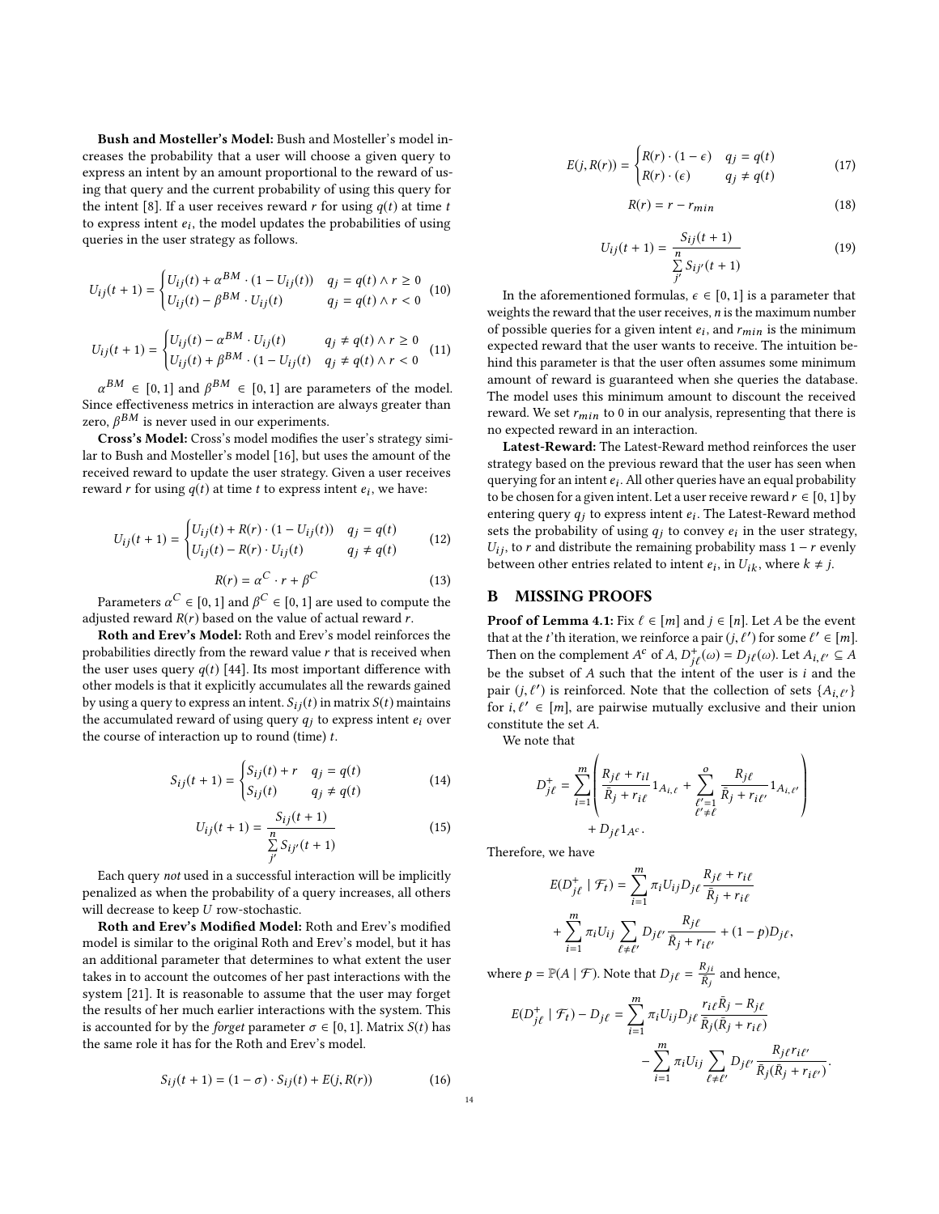**Bush and Mosteller's Model:** Bush and Mosteller's model increases the probability that a user will choose a given query to express an intent by an amount proportional to the reward of using that query and the current probability of using this query for the intent [8]. If a user receives reward $r$ for using $q(t)$ at time $t$ to express intent $e_i$, the model updates the probabilities of using queries in the user strategy as follows.

$$U_{ij}(t+1) = \begin{cases} U_{ij}(t) + \alpha^{BM} \cdot (1 - U_{ij}(t)) & q_j = q(t) \wedge r \geq 0 \\ U_{ij}(t) - \beta^{BM} \cdot U_{ij}(t) & q_j = q(t) \wedge r < 0 \end{cases} \quad (10)$$

$$U_{ij}(t+1) = \begin{cases} U_{ij}(t) - \alpha^{BM} \cdot U_{ij}(t) & q_j \neq q(t) \wedge r \geq 0 \\ U_{ij}(t) + \beta^{BM} \cdot (1 - U_{ij}(t)) & q_j \neq q(t) \wedge r < 0 \end{cases} \quad (11)$$

$\alpha^{BM} \in [0,1]$ and $\beta^{BM} \in [0,1]$ are parameters of the model. Since effectiveness metrics in interaction are always greater than zero, $\beta^{BM}$ is never used in our experiments.

**Cross's Model:** Cross's model modifies the user's strategy similar to Bush and Mosteller's model [16], but uses the amount of the received reward to update the user strategy. Given a user receives reward $r$ for using $q(t)$ at time $t$ to express intent $e_i$, we have:

$$U_{ij}(t+1) = \begin{cases} U_{ij}(t) + R(r) \cdot (1 - U_{ij}(t)) & q_j = q(t) \\ U_{ij}(t) - R(r) \cdot U_{ij}(t) & q_j \neq q(t) \end{cases} \quad (12)$$

$$R(r) = \alpha^C \cdot r + \beta^C \quad (13)$$

Parameters $\alpha^C \in [0,1]$ and $\beta^C \in [0,1]$ are used to compute the adjusted reward $R(r)$ based on the value of actual reward $r$.

**Roth and Erev's Model:** Roth and Erev's model reinforces the probabilities directly from the reward value $r$ that is received when the user uses query $q(t)$ [44]. Its most important difference with other models is that it explicitly accumulates all the rewards gained by using a query to express an intent. $S_{ij}(t)$ in matrix $S(t)$ maintains the accumulated reward of using query $q_j$ to express intent $e_i$ over the course of interaction up to round (time) $t$.

$$S_{ij}(t+1) = \begin{cases} S_{ij}(t) + r & q_j = q(t) \\ S_{ij}(t) & q_j \neq q(t) \end{cases} \quad (14)$$

$$U_{ij}(t+1) = \frac{S_{ij}(t+1)}{\sum_{j'}^{n} S_{ij'}(t+1)} \quad (15)$$

Each query *not* used in a successful interaction will be implicitly penalized as when the probability of a query increases, all others will decrease to keep $U$ row-stochastic.

**Roth and Erev's Modified Model:** Roth and Erev's modified model is similar to the original Roth and Erev's model, but it has an additional parameter that determines to what extent the user takes in to account the outcomes of her past interactions with the system [21]. It is reasonable to assume that the user may forget the results of her much earlier interactions with the system. This is accounted for by the *forget* parameter $\sigma \in [0,1]$. Matrix $S(t)$ has the same role it has for the Roth and Erev's model.

$$S_{ij}(t+1) = (1 - \sigma) \cdot S_{ij}(t) + E(j, R(r)) \quad (16)$$

$$E(j, R(r)) = \begin{cases} R(r) \cdot (1 - \epsilon) & q_j = q(t) \\ R(r) \cdot (\epsilon) & q_j \neq q(t) \end{cases} \quad (17)$$

$$R(r) = r - r_{min} \quad (18)$$

$$U_{ij}(t+1) = \frac{S_{ij}(t+1)}{\sum_{j'}^{n} S_{ij'}(t+1)} \quad (19)$$

In the aforementioned formulas, $\epsilon \in [0,1]$ is a parameter that weights the reward that the user receives, $n$ is the maximum number of possible queries for a given intent $e_i$, and $r_{min}$ is the minimum expected reward that the user wants to receive. The intuition behind this parameter is that the user often assumes some minimum amount of reward is guaranteed when she queries the database. The model uses this minimum amount to discount the received reward. We set $r_{min}$ to 0 in our analysis, representing that there is no expected reward in an interaction.

**Latest-Reward:** The Latest-Reward method reinforces the user strategy based on the previous reward that the user has seen when querying for an intent $e_i$. All other queries have an equal probability to be chosen for a given intent. Let a user receive reward $r \in [0,1]$ by entering query $q_j$ to express intent $e_i$. The Latest-Reward method sets the probability of using $q_j$ to convey $e_i$ in the user strategy, $U_{ij}$, to $r$ and distribute the remaining probability mass $1 - r$ evenly between other entries related to intent $e_i$, in $U_{ik}$, where $k \neq j$.

## B MISSING PROOFS

**Proof of Lemma 4.1:** Fix $\ell \in [m]$ and $j \in [n]$. Let $A$ be the event that at the $t$'th iteration, we reinforce a pair $(j, \ell')$ for some $\ell' \in [m]$. Then on the complement $A^c$ of $A$, $D^+_{j\ell}(\omega) = D_{j\ell}(\omega)$. Let $A_{i,\ell'} \subseteq A$ be the subset of $A$ such that the intent of the user is $i$ and the pair $(j, \ell')$ is reinforced. Note that the collection of sets $\{A_{i,\ell'}\}$ for $i, \ell' \in [m]$, are pairwise mutually exclusive and their union constitute the set $A$.

We note that

$$D^+_{j\ell} = \sum_{i=1}^{m} \left( \frac{R_{j\ell} + r_{il}}{\bar{R}_j + r_{i\ell}} 1_{A_{i,\ell}} + \sum_{\substack{\ell'=1 \\ \ell' \neq \ell}}^{o} \frac{R_{j\ell}}{\bar{R}_j + r_{i\ell'}} 1_{A_{i,\ell'}} \right) + D_{j\ell} 1_{A^c}.$$

Therefore, we have

$$E(D^+_{j\ell} \mid \mathcal{F}_t) = \sum_{i=1}^{m} \pi_i U_{ij} D_{j\ell} \frac{R_{j\ell} + r_{i\ell}}{\bar{R}_j + r_{i\ell}} + \sum_{i=1}^{m} \pi_i U_{ij} \sum_{\ell \neq \ell'} D_{j\ell'} \frac{R_{j\ell}}{\bar{R}_j + r_{i\ell'}} + (1 - p) D_{j\ell},$$

where $p = \mathbb{P}(A \mid \mathcal{F})$. Note that $D_{j\ell} = \frac{R_{ji}}{\bar{R}_j}$ and hence,

$$E(D^+_{j\ell} \mid \mathcal{F}_t) - D_{j\ell} = \sum_{i=1}^{m} \pi_i U_{ij} D_{j\ell} \frac{r_{i\ell} \bar{R}_j - R_{j\ell}}{\bar{R}_j (\bar{R}_j + r_{i\ell})} - \sum_{i=1}^{m} \pi_i U_{ij} \sum_{\ell \neq \ell'} D_{j\ell'} \frac{R_{j\ell} r_{i\ell'}}{\bar{R}_j (\bar{R}_j + r_{i\ell'})}.$$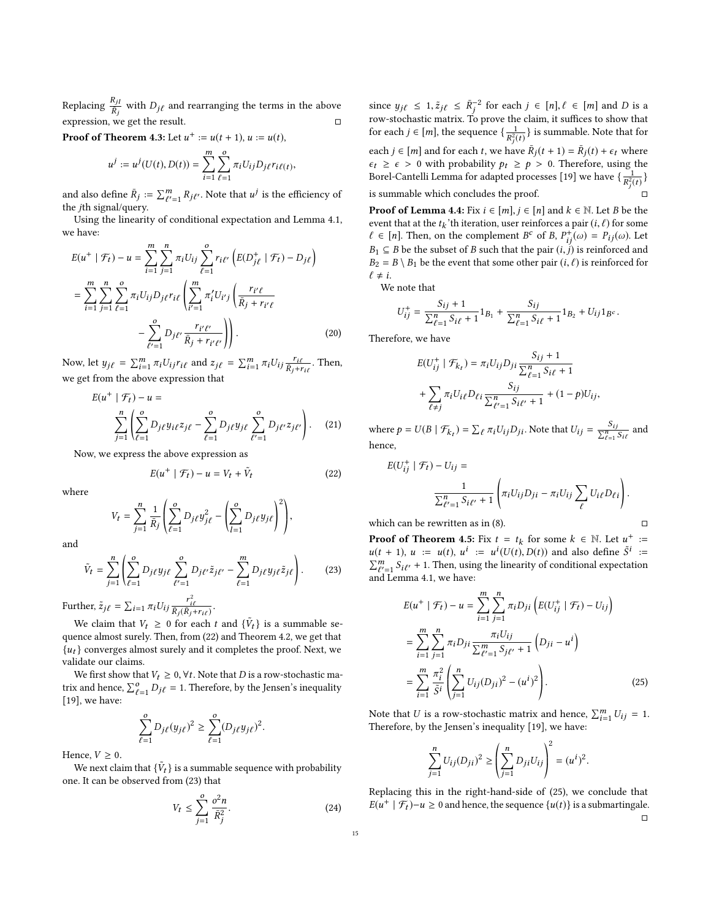Replacing $\frac{R_{jl}}{R_j}$ with $D_{j\ell}$ and rearranging the terms in the above expression, we get the result. □

**Proof of Theorem 4.3:** Let $u^+ := u(t+1)$, $u := u(t)$,

$$u^j := u^j(U(t), D(t)) = \sum_{i=1}^{m}\sum_{\ell=1}^{o} \pi_i U_{ij} D_{j\ell} r_{i\ell(t)},$$

and also define $\bar{R}_j := \sum_{\ell'=1}^{m} R_{j\ell'}$. Note that $u^j$ is the efficiency of the $j$th signal/query.

Using the linearity of conditional expectation and Lemma 4.1, we have:

$$E(u^+ \mid \mathcal{F}_t) - u = \sum_{i=1}^{m}\sum_{j=1}^{n} \pi_i U_{ij} \sum_{\ell=1}^{o} r_{i\ell'} \left( E(D^+_{j\ell} \mid \mathcal{F}_t) - D_{j\ell} \right)$$

$$= \sum_{i=1}^{m}\sum_{j=1}^{n}\sum_{\ell=1}^{o} \pi_i U_{ij} D_{j\ell} r_{i\ell} \left( \sum_{i'=1}^{m} \pi'_i U_{i'j} \left( \frac{r_{i'\ell}}{\bar{R}_j + r_{i'\ell}} - \sum_{\ell'=1}^{o} D_{j\ell'} \frac{r_{i'\ell'}}{\bar{R}_j + r_{i'\ell'}} \right) \right). \tag{20}$$

Now, let $y_{j\ell} = \sum_{i=1}^{m} \pi_i U_{ij} r_{i\ell}$ and $z_{j\ell} = \sum_{i=1}^{m} \pi_i U_{ij} \frac{r_{i\ell}}{\bar{R}_j + r_{i\ell}}$. Then, we get from the above expression that

$$E(u^+ \mid \mathcal{F}_t) - u = \sum_{j=1}^{n} \left( \sum_{\ell=1}^{o} D_{j\ell} y_{i\ell} z_{j\ell} - \sum_{\ell=1}^{o} D_{j\ell} y_{j\ell} \sum_{\ell'=1}^{o} D_{j\ell'} z_{j\ell'} \right). \tag{21}$$

Now, we express the above expression as

$$E(u^+ \mid \mathcal{F}_t) - u = V_t + \tilde{V}_t \tag{22}$$

where

$$V_t = \sum_{j=1}^{n} \frac{1}{\bar{R}_j} \left( \sum_{\ell=1}^{o} D_{j\ell} y_{j\ell}^2 - \left( \sum_{l=1}^{o} D_{j\ell} y_{j\ell} \right)^2 \right),$$

and

$$\tilde{V}_t = \sum_{j=1}^{n} \left( \sum_{\ell=1}^{o} D_{j\ell} y_{j\ell} \sum_{\ell'=1}^{o} D_{j\ell'} \tilde{z}_{j\ell'} - \sum_{\ell=1}^{m} D_{j\ell} y_{j\ell} \tilde{z}_{j\ell} \right). \tag{23}$$

Further, $\tilde{z}_{j\ell} = \sum_{i=1} \pi_i U_{ij} \frac{r_{i\ell}^2}{\bar{R}_j(\bar{R}_j + r_{i\ell})}$.

We claim that $V_t \geq 0$ for each $t$ and $\{\tilde{V}_t\}$ is a summable sequence almost surely. Then, from (22) and Theorem 4.2, we get that $\{u_t\}$ converges almost surely and it completes the proof. Next, we validate our claims.

We first show that $V_t \geq 0, \forall t$. Note that $D$ is a row-stochastic matrix and hence, $\sum_{\ell=1}^{o} D_{j\ell} = 1$. Therefore, by the Jensen's inequality [19], we have:

$$\sum_{\ell=1}^{o} D_{j\ell} (y_{j\ell})^2 \geq \sum_{\ell=1}^{o} (D_{j\ell} y_{j\ell})^2.$$

Hence, $V \geq 0$.

We next claim that $\{\tilde{V}_t\}$ is a summable sequence with probability one. It can be observed from (23) that

$$V_t \leq \sum_{j=1}^{o} \frac{o^2 n}{\bar{R}_j^2}. \tag{24}$$

since $y_{j\ell} \leq 1, \tilde{z}_{j\ell} \leq \bar{R}_j^{-2}$ for each $j \in [n], \ell \in [m]$ and $D$ is a row-stochastic matrix. To prove the claim, it suffices to show that for each $j \in [m]$, the sequence $\{\frac{1}{R_j^2(t)}\}$ is summable. Note that for each $j \in [m]$ and for each $t$, we have $\bar{R}_j(t+1) = \bar{R}_j(t) + \epsilon_t$ where $\epsilon_t \geq \epsilon > 0$ with probability $p_t \geq p > 0$. Therefore, using the Borel-Cantelli Lemma for adapted processes [19] we have $\{\frac{1}{R_j^2(t)}\}$ is summable which concludes the proof. □

**Proof of Lemma 4.4:** Fix $i \in [m], j \in [n]$ and $k \in \mathbb{N}$. Let $B$ be the event that at the $t_k$'th iteration, user reinforces a pair $(i, \ell)$ for some $\ell \in [n]$. Then, on the complement $B^c$ of $B$, $P^+_{ij}(\omega) = P_{ij}(\omega)$. Let $B_1 \subseteq B$ be the subset of $B$ such that the pair $(i, j)$ is reinforced and $B_2 = B \setminus B_1$ be the event that some other pair $(i, \ell)$ is reinforced for $\ell \neq i$.

We note that

$$U^+_{ij} = \frac{S_{ij}+1}{\sum_{\ell=1}^{n} S_{i\ell} + 1} 1_{B_1} + \frac{S_{ij}}{\sum_{\ell=1}^{n} S_{i\ell} + 1} 1_{B_2} + U_{ij} 1_{B^c}.$$

Therefore, we have

$$E(U^+_{ij} \mid \mathcal{F}_{k_t}) = \pi_i U_{ij} D_{ji} \frac{S_{ij}+1}{\sum_{\ell=1}^{n} S_{i\ell} + 1} + \sum_{\ell \neq j} \pi_i U_{i\ell} D_{\ell i} \frac{S_{ij}}{\sum_{\ell'=1}^{n} S_{i\ell'} + 1} + (1-p) U_{ij},$$

where $p = U(B \mid \mathcal{F}_{k_t}) = \sum_\ell \pi_i U_{ij} D_{ji}$. Note that $U_{ij} = \frac{S_{ij}}{\sum_{\ell=1}^{n} S_{i\ell}}$ and hence,

$$E(U^+_{ij} \mid \mathcal{F}_t) - U_{ij} = \frac{1}{\sum_{\ell'=1}^{n} S_{i\ell'} + 1} \left( \pi_i U_{ij} D_{ji} - \pi_i U_{ij} \sum_{\ell} U_{i\ell} D_{\ell i} \right).$$

which can be rewritten as in (8). □

**Proof of Theorem 4.5:** Fix $t = t_k$ for some $k \in \mathbb{N}$. Let $u^+ := u(t+1)$, $u := u(t)$, $u^i := u^i(U(t), D(t))$ and also define $\tilde{S}^i := \sum_{\ell'=1}^{m} S_{i\ell'} + 1$. Then, using the linearity of conditional expectation and Lemma 4.1, we have:

$$E(u^+ \mid \mathcal{F}_t) - u = \sum_{i=1}^{m}\sum_{j=1}^{n} \pi_i D_{ji} \left( E(U^+_{ij} \mid \mathcal{F}_t) - U_{ij} \right)$$

$$= \sum_{i=1}^{m}\sum_{j=1}^{n} \pi_i D_{ji} \frac{\pi_i U_{ij}}{\sum_{\ell'=1}^{m} S_{j\ell'} + 1} \left( D_{ji} - u^i \right)$$

$$= \sum_{i=1}^{m} \frac{\pi_i^2}{\tilde{S}^i} \left( \sum_{j=1}^{n} U_{ij} (D_{ji})^2 - (u^i)^2 \right). \tag{25}$$

Note that $U$ is a row-stochastic matrix and hence, $\sum_{i=1}^{m} U_{ij} = 1$. Therefore, by the Jensen's inequality [19], we have:

$$\sum_{j=1}^{n} U_{ij} (D_{ji})^2 \geq \left( \sum_{j=1}^{n} D_{ji} U_{ij} \right)^2 = (u^i)^2.$$

Replacing this in the right-hand-side of (25), we conclude that $E(u^+ \mid \mathcal{F}_t) - u \geq 0$ and hence, the sequence $\{u(t)\}$ is a submartingale. □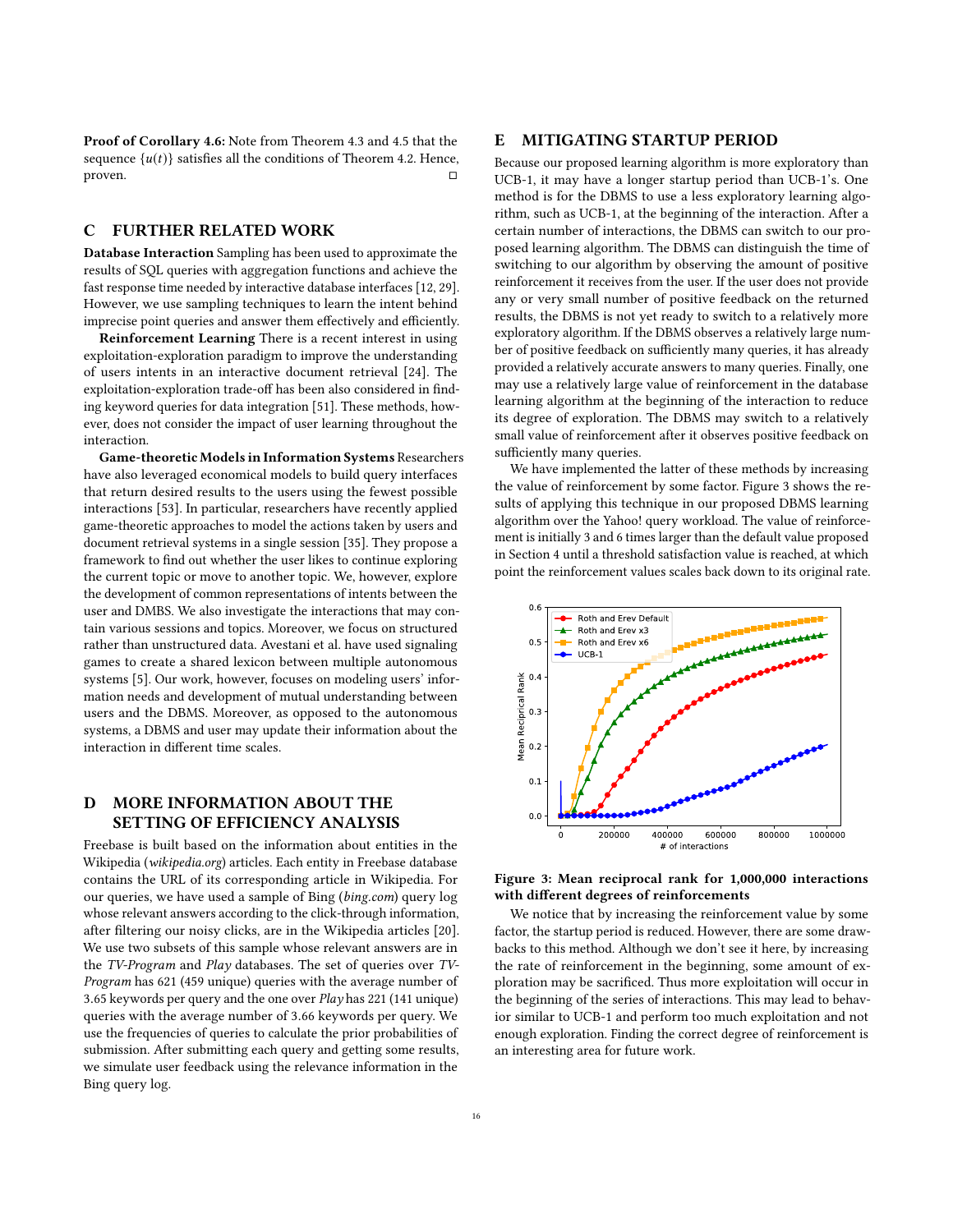**Proof of Corollary 4.6:** Note from Theorem 4.3 and 4.5 that the sequence $\{u(t)\}$ satisfies all the conditions of Theorem 4.2. Hence, proven. $\square$

## C FURTHER RELATED WORK

**Database Interaction** Sampling has been used to approximate the results of SQL queries with aggregation functions and achieve the fast response time needed by interactive database interfaces [12, 29]. However, we use sampling techniques to learn the intent behind imprecise point queries and answer them effectively and efficiently.

**Reinforcement Learning** There is a recent interest in using exploitation-exploration paradigm to improve the understanding of users intents in an interactive document retrieval [24]. The exploitation-exploration trade-off has been also considered in finding keyword queries for data integration [51]. These methods, however, does not consider the impact of user learning throughout the interaction.

**Game-theoretic Models in Information Systems** Researchers have also leveraged economical models to build query interfaces that return desired results to the users using the fewest possible interactions [53]. In particular, researchers have recently applied game-theoretic approaches to model the actions taken by users and document retrieval systems in a single session [35]. They propose a framework to find out whether the user likes to continue exploring the current topic or move to another topic. We, however, explore the development of common representations of intents between the user and DMBS. We also investigate the interactions that may contain various sessions and topics. Moreover, we focus on structured rather than unstructured data. Avestani et al. have used signaling games to create a shared lexicon between multiple autonomous systems [5]. Our work, however, focuses on modeling users' information needs and development of mutual understanding between users and the DBMS. Moreover, as opposed to the autonomous systems, a DBMS and user may update their information about the interaction in different time scales.

## D MORE INFORMATION ABOUT THE SETTING OF EFFICIENCY ANALYSIS

Freebase is built based on the information about entities in the Wikipedia (*wikipedia.org*) articles. Each entity in Freebase database contains the URL of its corresponding article in Wikipedia. For our queries, we have used a sample of Bing (*bing.com*) query log whose relevant answers according to the click-through information, after filtering our noisy clicks, are in the Wikipedia articles [20]. We use two subsets of this sample whose relevant answers are in the *TV-Program* and *Play* databases. The set of queries over *TV-Program* has 621 (459 unique) queries with the average number of 3.65 keywords per query and the one over *Play* has 221 (141 unique) queries with the average number of 3.66 keywords per query. We use the frequencies of queries to calculate the prior probabilities of submission. After submitting each query and getting some results, we simulate user feedback using the relevance information in the Bing query log.

## E MITIGATING STARTUP PERIOD

Because our proposed learning algorithm is more exploratory than UCB-1, it may have a longer startup period than UCB-1's. One method is for the DBMS to use a less exploratory learning algorithm, such as UCB-1, at the beginning of the interaction. After a certain number of interactions, the DBMS can switch to our proposed learning algorithm. The DBMS can distinguish the time of switching to our algorithm by observing the amount of positive reinforcement it receives from the user. If the user does not provide any or very small number of positive feedback on the returned results, the DBMS is not yet ready to switch to a relatively more exploratory algorithm. If the DBMS observes a relatively large number of positive feedback on sufficiently many queries, it has already provided a relatively accurate answers to many queries. Finally, one may use a relatively large value of reinforcement in the database learning algorithm at the beginning of the interaction to reduce its degree of exploration. The DBMS may switch to a relatively small value of reinforcement after it observes positive feedback on sufficiently many queries.

We have implemented the latter of these methods by increasing the value of reinforcement by some factor. Figure 3 shows the results of applying this technique in our proposed DBMS learning algorithm over the Yahoo! query workload. The value of reinforcement is initially 3 and 6 times larger than the default value proposed in Section 4 until a threshold satisfaction value is reached, at which point the reinforcement values scales back down to its original rate.

Roth and Erev Default
Roth and Erev x3
Roth and Erev x6
UCB-1

Mean Reciprocal Rank

0.0
0.1
0.2
0.3
0.4
0.5
0.6

0
200000
400000
600000
800000
1000000

# of interactions

**Figure 3: Mean reciprocal rank for 1,000,000 interactions with different degrees of reinforcements**

We notice that by increasing the reinforcement value by some factor, the startup period is reduced. However, there are some drawbacks to this method. Although we don't see it here, by increasing the rate of reinforcement in the beginning, some amount of exploration may be sacrificed. Thus more exploitation will occur in the beginning of the series of interactions. This may lead to behavior similar to UCB-1 and perform too much exploitation and not enough exploration. Finding the correct degree of reinforcement is an interesting area for future work.